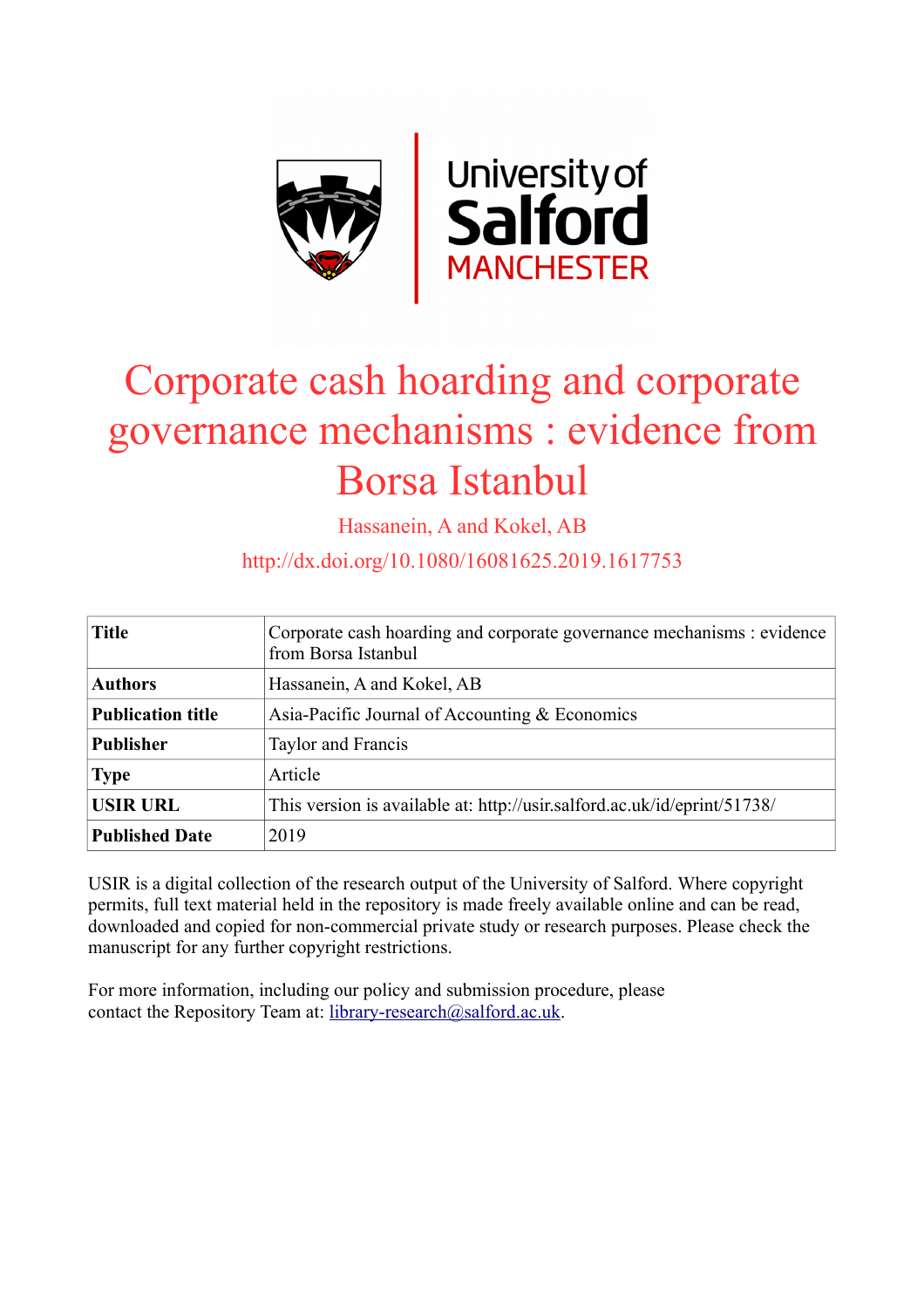# Corporate cash hoarding and corporate governance mechanisms : evidence from Borsa Istanbul

Hassanein, A and Kokel, AB

http://dx.doi.org/10.1080/16081625.2019.1617753

| **Title** | Corporate cash hoarding and corporate governance mechanisms : evidence from Borsa Istanbul |
|---|---|
| **Authors** | Hassanein, A and Kokel, AB |
| **Publication title** | Asia-Pacific Journal of Accounting & Economics |
| **Publisher** | Taylor and Francis |
| **Type** | Article |
| **USIR URL** | This version is available at: http://usir.salford.ac.uk/id/eprint/51738/ |
| **Published Date** | 2019 |

USIR is a digital collection of the research output of the University of Salford. Where copyright permits, full text material held in the repository is made freely available online and can be read, downloaded and copied for non-commercial private study or research purposes. Please check the manuscript for any further copyright restrictions.

For more information, including our policy and submission procedure, please contact the Repository Team at: library-research@salford.ac.uk.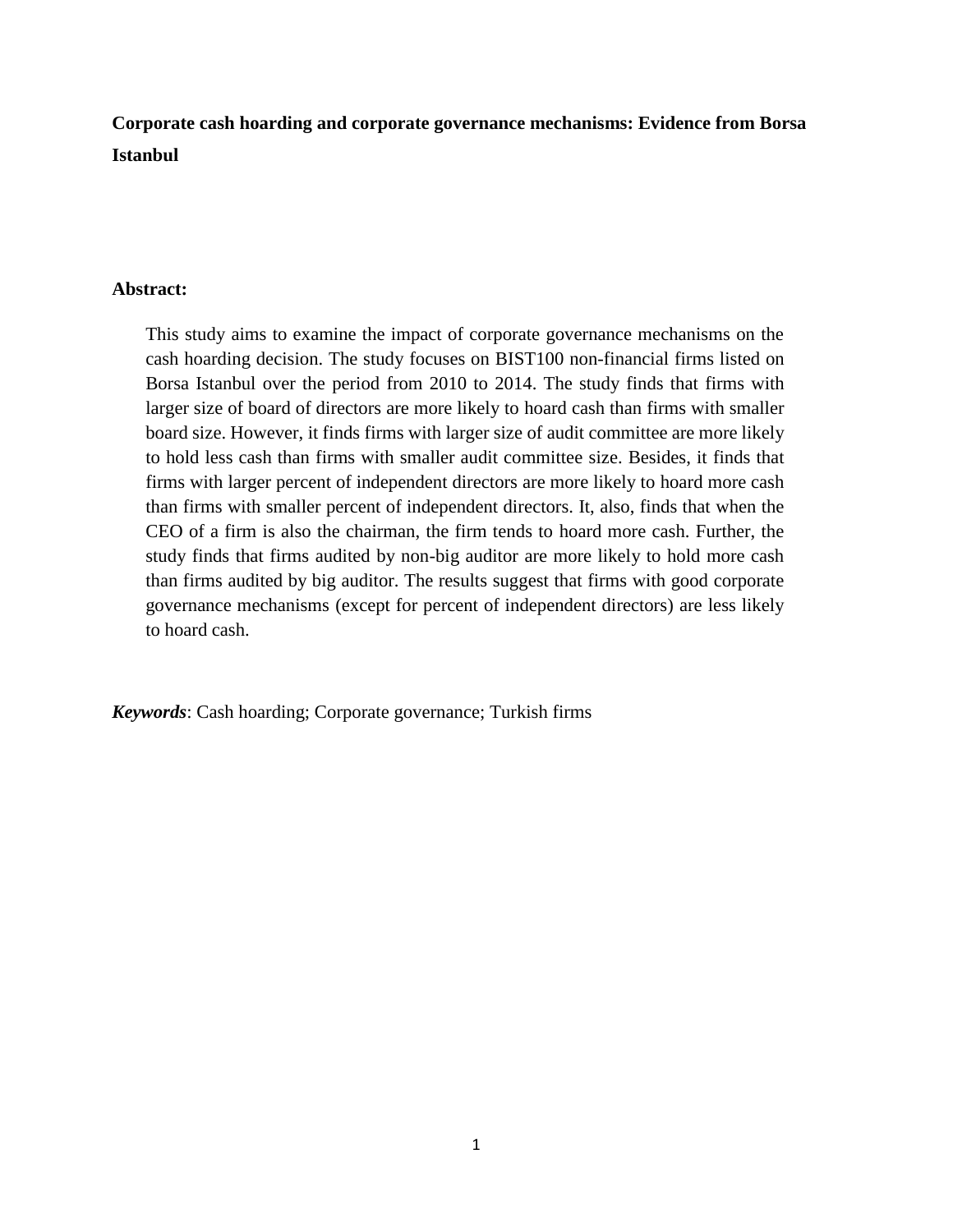**Corporate cash hoarding and corporate governance mechanisms: Evidence from Borsa Istanbul**

**Abstract:**

> This study aims to examine the impact of corporate governance mechanisms on the cash hoarding decision. The study focuses on BIST100 non-financial firms listed on Borsa Istanbul over the period from 2010 to 2014. The study finds that firms with larger size of board of directors are more likely to hoard cash than firms with smaller board size. However, it finds firms with larger size of audit committee are more likely to hold less cash than firms with smaller audit committee size. Besides, it finds that firms with larger percent of independent directors are more likely to hoard more cash than firms with smaller percent of independent directors. It, also, finds that when the CEO of a firm is also the chairman, the firm tends to hoard more cash. Further, the study finds that firms audited by non-big auditor are more likely to hold more cash than firms audited by big auditor. The results suggest that firms with good corporate governance mechanisms (except for percent of independent directors) are less likely to hoard cash.

***Keywords***: Cash hoarding; Corporate governance; Turkish firms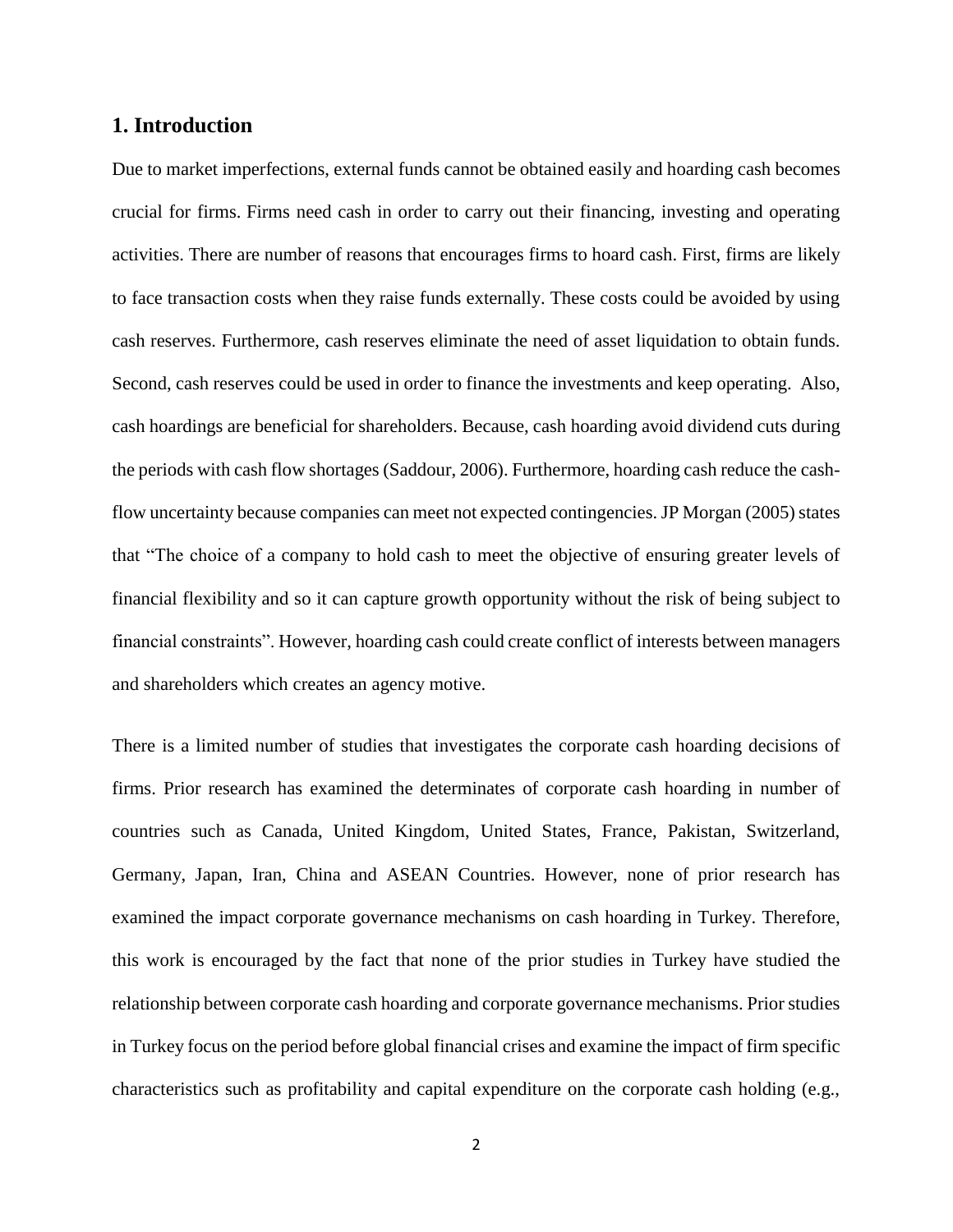## 1. Introduction

Due to market imperfections, external funds cannot be obtained easily and hoarding cash becomes crucial for firms. Firms need cash in order to carry out their financing, investing and operating activities. There are number of reasons that encourages firms to hoard cash. First, firms are likely to face transaction costs when they raise funds externally. These costs could be avoided by using cash reserves. Furthermore, cash reserves eliminate the need of asset liquidation to obtain funds. Second, cash reserves could be used in order to finance the investments and keep operating. Also, cash hoardings are beneficial for shareholders. Because, cash hoarding avoid dividend cuts during the periods with cash flow shortages (Saddour, 2006). Furthermore, hoarding cash reduce the cash-flow uncertainty because companies can meet not expected contingencies. JP Morgan (2005) states that "The choice of a company to hold cash to meet the objective of ensuring greater levels of financial flexibility and so it can capture growth opportunity without the risk of being subject to financial constraints". However, hoarding cash could create conflict of interests between managers and shareholders which creates an agency motive.

There is a limited number of studies that investigates the corporate cash hoarding decisions of firms. Prior research has examined the determinates of corporate cash hoarding in number of countries such as Canada, United Kingdom, United States, France, Pakistan, Switzerland, Germany, Japan, Iran, China and ASEAN Countries. However, none of prior research has examined the impact corporate governance mechanisms on cash hoarding in Turkey. Therefore, this work is encouraged by the fact that none of the prior studies in Turkey have studied the relationship between corporate cash hoarding and corporate governance mechanisms. Prior studies in Turkey focus on the period before global financial crises and examine the impact of firm specific characteristics such as profitability and capital expenditure on the corporate cash holding (e.g.,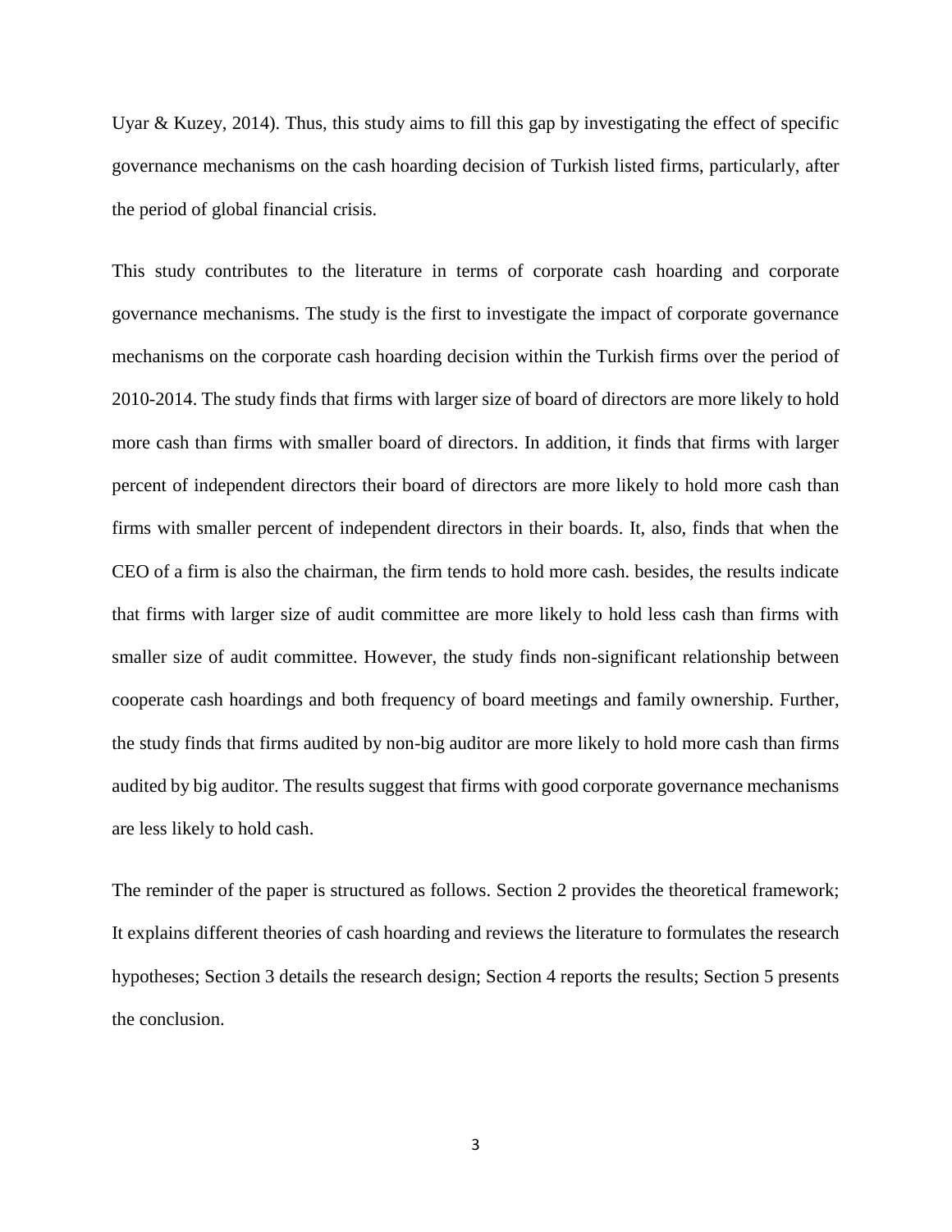Uyar & Kuzey, 2014). Thus, this study aims to fill this gap by investigating the effect of specific governance mechanisms on the cash hoarding decision of Turkish listed firms, particularly, after the period of global financial crisis.

This study contributes to the literature in terms of corporate cash hoarding and corporate governance mechanisms. The study is the first to investigate the impact of corporate governance mechanisms on the corporate cash hoarding decision within the Turkish firms over the period of 2010-2014. The study finds that firms with larger size of board of directors are more likely to hold more cash than firms with smaller board of directors. In addition, it finds that firms with larger percent of independent directors their board of directors are more likely to hold more cash than firms with smaller percent of independent directors in their boards. It, also, finds that when the CEO of a firm is also the chairman, the firm tends to hold more cash. besides, the results indicate that firms with larger size of audit committee are more likely to hold less cash than firms with smaller size of audit committee. However, the study finds non-significant relationship between cooperate cash hoardings and both frequency of board meetings and family ownership. Further, the study finds that firms audited by non-big auditor are more likely to hold more cash than firms audited by big auditor. The results suggest that firms with good corporate governance mechanisms are less likely to hold cash.

The reminder of the paper is structured as follows. Section 2 provides the theoretical framework; It explains different theories of cash hoarding and reviews the literature to formulates the research hypotheses; Section 3 details the research design; Section 4 reports the results; Section 5 presents the conclusion.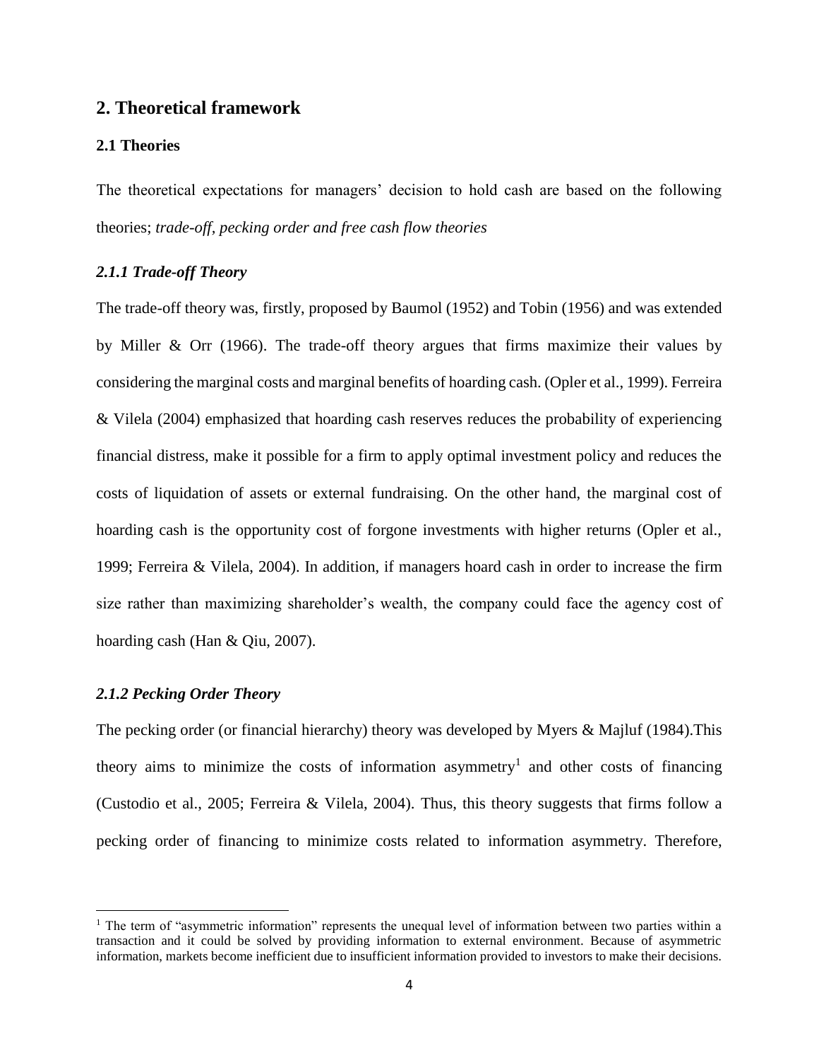## 2. Theoretical framework

### 2.1 Theories

The theoretical expectations for managers' decision to hold cash are based on the following theories; *trade-off, pecking order and free cash flow theories*

#### *2.1.1 Trade-off Theory*

The trade-off theory was, firstly, proposed by Baumol (1952) and Tobin (1956) and was extended by Miller & Orr (1966). The trade-off theory argues that firms maximize their values by considering the marginal costs and marginal benefits of hoarding cash. (Opler et al., 1999). Ferreira & Vilela (2004) emphasized that hoarding cash reserves reduces the probability of experiencing financial distress, make it possible for a firm to apply optimal investment policy and reduces the costs of liquidation of assets or external fundraising. On the other hand, the marginal cost of hoarding cash is the opportunity cost of forgone investments with higher returns (Opler et al., 1999; Ferreira & Vilela, 2004). In addition, if managers hoard cash in order to increase the firm size rather than maximizing shareholder's wealth, the company could face the agency cost of hoarding cash (Han & Qiu, 2007).

#### *2.1.2 Pecking Order Theory*

The pecking order (or financial hierarchy) theory was developed by Myers & Majluf (1984).This theory aims to minimize the costs of information asymmetry[1] and other costs of financing (Custodio et al., 2005; Ferreira & Vilela, 2004). Thus, this theory suggests that firms follow a pecking order of financing to minimize costs related to information asymmetry. Therefore,

[1] The term of "asymmetric information" represents the unequal level of information between two parties within a transaction and it could be solved by providing information to external environment. Because of asymmetric information, markets become inefficient due to insufficient information provided to investors to make their decisions.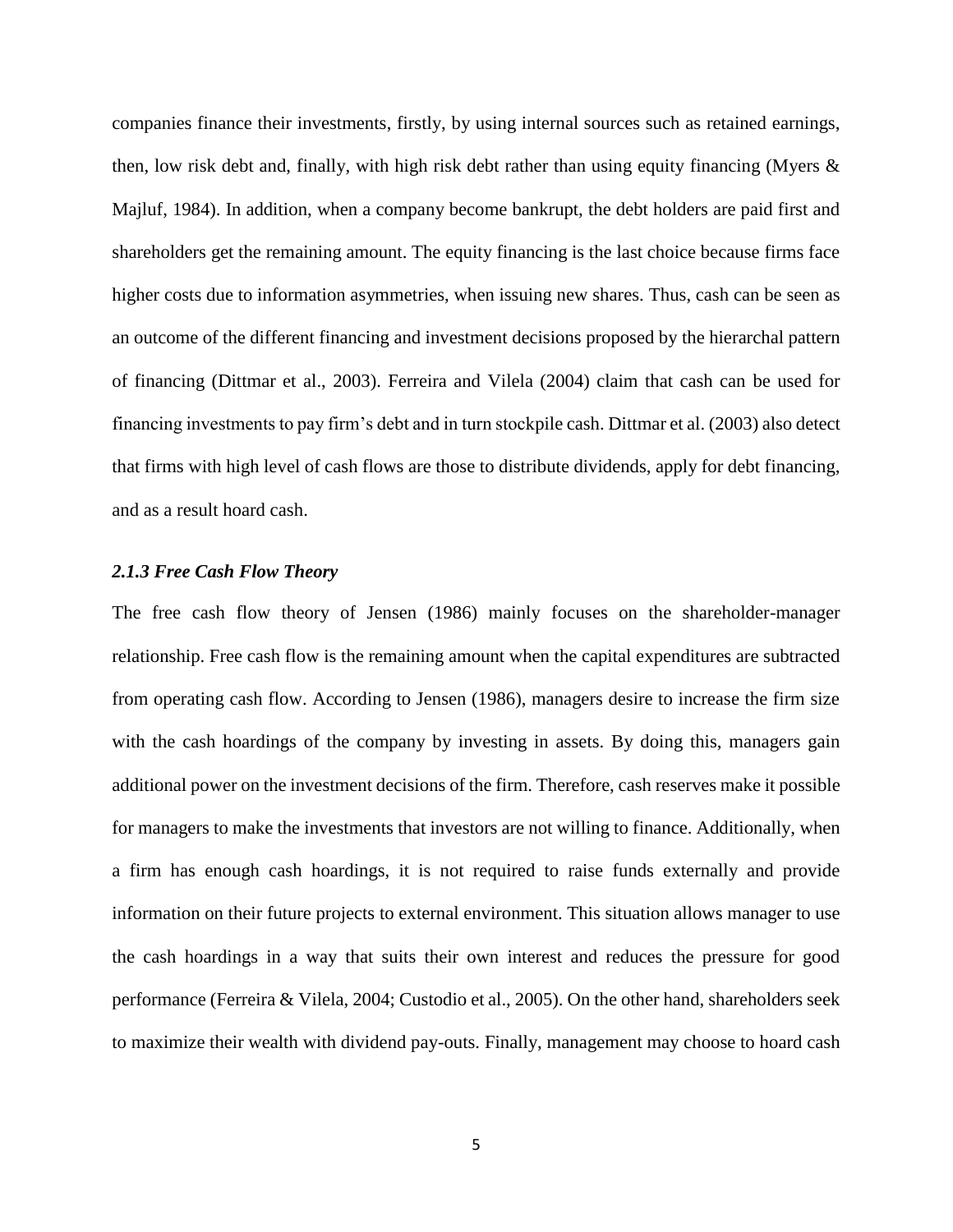companies finance their investments, firstly, by using internal sources such as retained earnings, then, low risk debt and, finally, with high risk debt rather than using equity financing (Myers & Majluf, 1984). In addition, when a company become bankrupt, the debt holders are paid first and shareholders get the remaining amount. The equity financing is the last choice because firms face higher costs due to information asymmetries, when issuing new shares. Thus, cash can be seen as an outcome of the different financing and investment decisions proposed by the hierarchal pattern of financing (Dittmar et al., 2003). Ferreira and Vilela (2004) claim that cash can be used for financing investments to pay firm's debt and in turn stockpile cash. Dittmar et al. (2003) also detect that firms with high level of cash flows are those to distribute dividends, apply for debt financing, and as a result hoard cash.

### *2.1.3 Free Cash Flow Theory*

The free cash flow theory of Jensen (1986) mainly focuses on the shareholder-manager relationship. Free cash flow is the remaining amount when the capital expenditures are subtracted from operating cash flow. According to Jensen (1986), managers desire to increase the firm size with the cash hoardings of the company by investing in assets. By doing this, managers gain additional power on the investment decisions of the firm. Therefore, cash reserves make it possible for managers to make the investments that investors are not willing to finance. Additionally, when a firm has enough cash hoardings, it is not required to raise funds externally and provide information on their future projects to external environment. This situation allows manager to use the cash hoardings in a way that suits their own interest and reduces the pressure for good performance (Ferreira & Vilela, 2004; Custodio et al., 2005). On the other hand, shareholders seek to maximize their wealth with dividend pay-outs. Finally, management may choose to hoard cash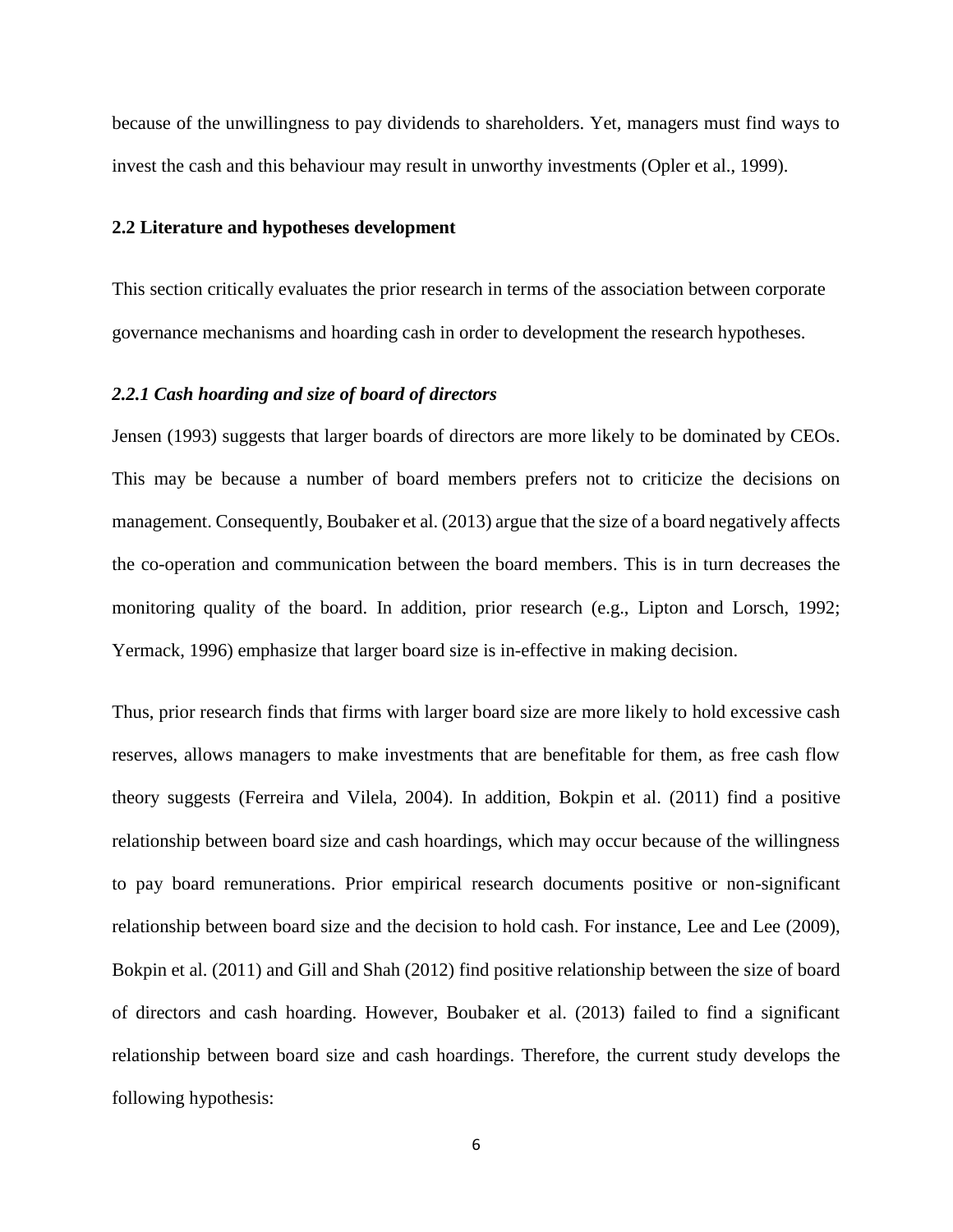because of the unwillingness to pay dividends to shareholders. Yet, managers must find ways to invest the cash and this behaviour may result in unworthy investments (Opler et al., 1999).

### 2.2 Literature and hypotheses development

This section critically evaluates the prior research in terms of the association between corporate governance mechanisms and hoarding cash in order to development the research hypotheses.

#### *2.2.1 Cash hoarding and size of board of directors*

Jensen (1993) suggests that larger boards of directors are more likely to be dominated by CEOs. This may be because a number of board members prefers not to criticize the decisions on management. Consequently, Boubaker et al. (2013) argue that the size of a board negatively affects the co-operation and communication between the board members. This is in turn decreases the monitoring quality of the board. In addition, prior research (e.g., Lipton and Lorsch, 1992; Yermack, 1996) emphasize that larger board size is in-effective in making decision.

Thus, prior research finds that firms with larger board size are more likely to hold excessive cash reserves, allows managers to make investments that are benefitable for them, as free cash flow theory suggests (Ferreira and Vilela, 2004). In addition, Bokpin et al. (2011) find a positive relationship between board size and cash hoardings, which may occur because of the willingness to pay board remunerations. Prior empirical research documents positive or non-significant relationship between board size and the decision to hold cash. For instance, Lee and Lee (2009), Bokpin et al. (2011) and Gill and Shah (2012) find positive relationship between the size of board of directors and cash hoarding. However, Boubaker et al. (2013) failed to find a significant relationship between board size and cash hoardings. Therefore, the current study develops the following hypothesis: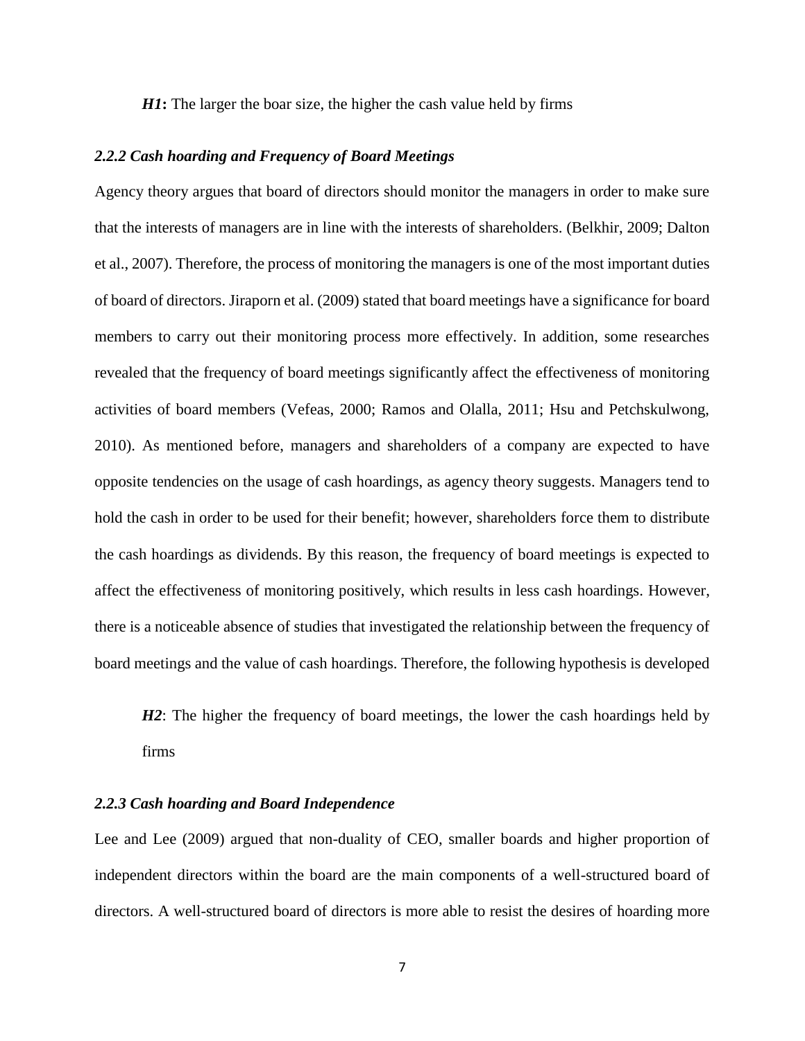***H1*****:** The larger the boar size, the higher the cash value held by firms

### *2.2.2 Cash hoarding and Frequency of Board Meetings*

Agency theory argues that board of directors should monitor the managers in order to make sure that the interests of managers are in line with the interests of shareholders. (Belkhir, 2009; Dalton et al., 2007). Therefore, the process of monitoring the managers is one of the most important duties of board of directors. Jiraporn et al. (2009) stated that board meetings have a significance for board members to carry out their monitoring process more effectively. In addition, some researches revealed that the frequency of board meetings significantly affect the effectiveness of monitoring activities of board members (Vefeas, 2000; Ramos and Olalla, 2011; Hsu and Petchskulwong, 2010). As mentioned before, managers and shareholders of a company are expected to have opposite tendencies on the usage of cash hoardings, as agency theory suggests. Managers tend to hold the cash in order to be used for their benefit; however, shareholders force them to distribute the cash hoardings as dividends. By this reason, the frequency of board meetings is expected to affect the effectiveness of monitoring positively, which results in less cash hoardings. However, there is a noticeable absence of studies that investigated the relationship between the frequency of board meetings and the value of cash hoardings. Therefore, the following hypothesis is developed

***H2***: The higher the frequency of board meetings, the lower the cash hoardings held by firms

### *2.2.3 Cash hoarding and Board Independence*

Lee and Lee (2009) argued that non-duality of CEO, smaller boards and higher proportion of independent directors within the board are the main components of a well-structured board of directors. A well-structured board of directors is more able to resist the desires of hoarding more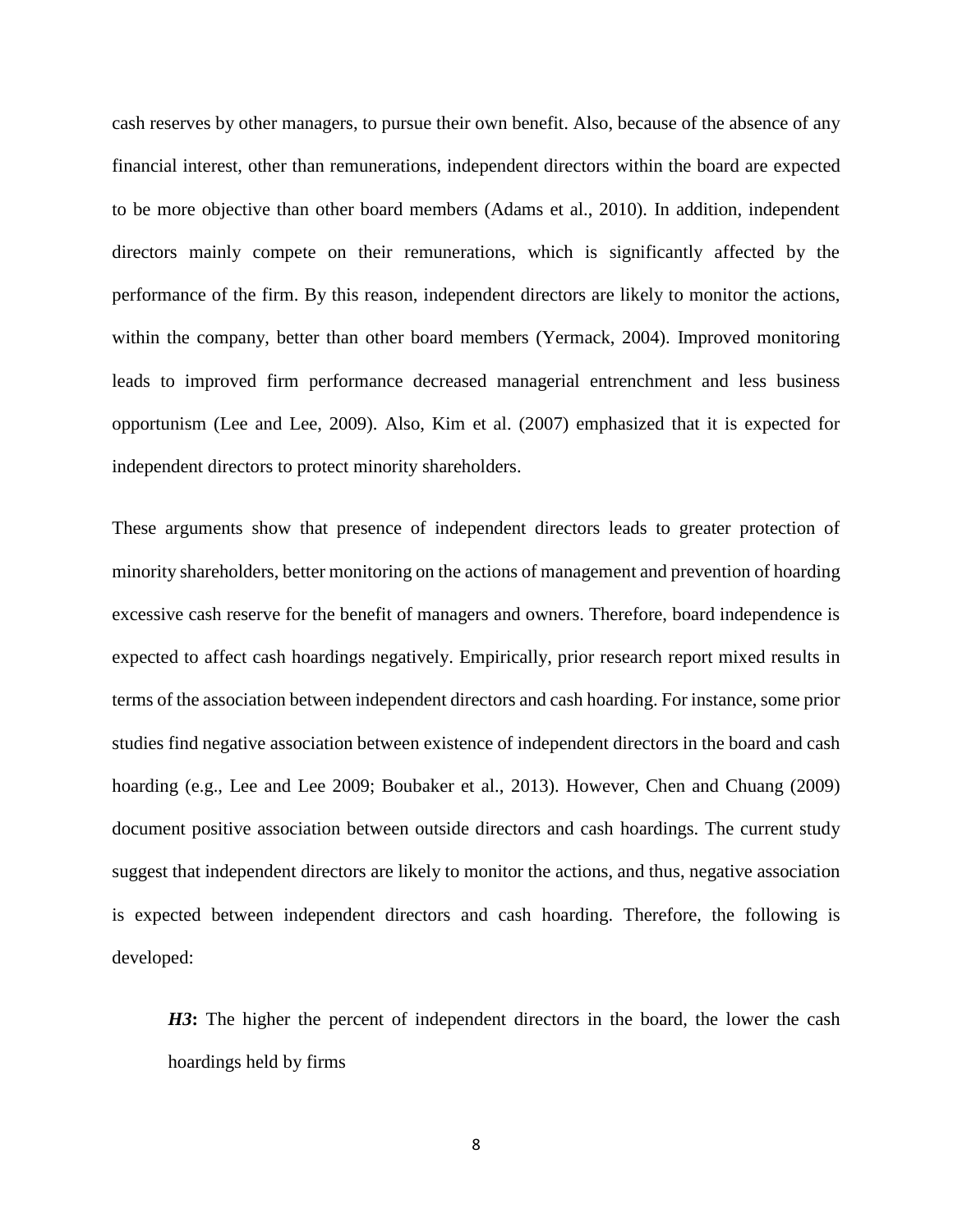cash reserves by other managers, to pursue their own benefit. Also, because of the absence of any financial interest, other than remunerations, independent directors within the board are expected to be more objective than other board members (Adams et al., 2010). In addition, independent directors mainly compete on their remunerations, which is significantly affected by the performance of the firm. By this reason, independent directors are likely to monitor the actions, within the company, better than other board members (Yermack, 2004). Improved monitoring leads to improved firm performance decreased managerial entrenchment and less business opportunism (Lee and Lee, 2009). Also, Kim et al. (2007) emphasized that it is expected for independent directors to protect minority shareholders.

These arguments show that presence of independent directors leads to greater protection of minority shareholders, better monitoring on the actions of management and prevention of hoarding excessive cash reserve for the benefit of managers and owners. Therefore, board independence is expected to affect cash hoardings negatively. Empirically, prior research report mixed results in terms of the association between independent directors and cash hoarding. For instance, some prior studies find negative association between existence of independent directors in the board and cash hoarding (e.g., Lee and Lee 2009; Boubaker et al., 2013). However, Chen and Chuang (2009) document positive association between outside directors and cash hoardings. The current study suggest that independent directors are likely to monitor the actions, and thus, negative association is expected between independent directors and cash hoarding. Therefore, the following is developed:

> ***H3*****:** The higher the percent of independent directors in the board, the lower the cash hoardings held by firms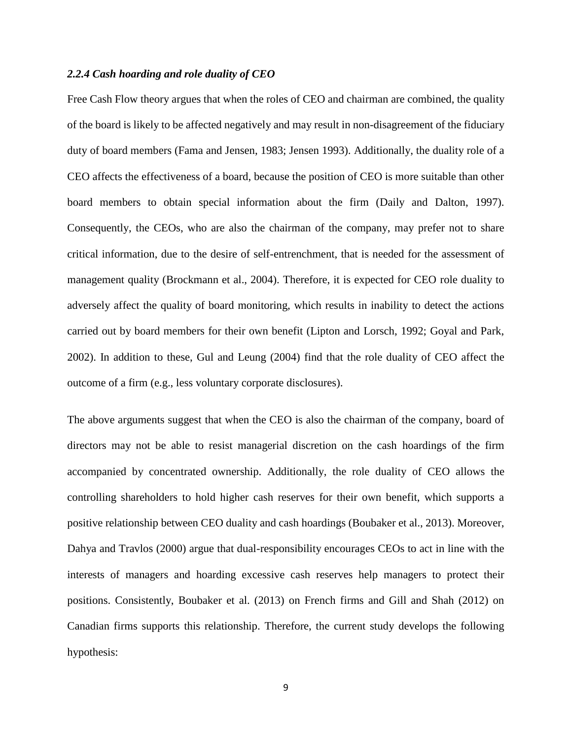### *2.2.4 Cash hoarding and role duality of CEO*

Free Cash Flow theory argues that when the roles of CEO and chairman are combined, the quality of the board is likely to be affected negatively and may result in non-disagreement of the fiduciary duty of board members (Fama and Jensen, 1983; Jensen 1993). Additionally, the duality role of a CEO affects the effectiveness of a board, because the position of CEO is more suitable than other board members to obtain special information about the firm (Daily and Dalton, 1997). Consequently, the CEOs, who are also the chairman of the company, may prefer not to share critical information, due to the desire of self-entrenchment, that is needed for the assessment of management quality (Brockmann et al., 2004). Therefore, it is expected for CEO role duality to adversely affect the quality of board monitoring, which results in inability to detect the actions carried out by board members for their own benefit (Lipton and Lorsch, 1992; Goyal and Park, 2002). In addition to these, Gul and Leung (2004) find that the role duality of CEO affect the outcome of a firm (e.g., less voluntary corporate disclosures).

The above arguments suggest that when the CEO is also the chairman of the company, board of directors may not be able to resist managerial discretion on the cash hoardings of the firm accompanied by concentrated ownership. Additionally, the role duality of CEO allows the controlling shareholders to hold higher cash reserves for their own benefit, which supports a positive relationship between CEO duality and cash hoardings (Boubaker et al., 2013). Moreover, Dahya and Travlos (2000) argue that dual-responsibility encourages CEOs to act in line with the interests of managers and hoarding excessive cash reserves help managers to protect their positions. Consistently, Boubaker et al. (2013) on French firms and Gill and Shah (2012) on Canadian firms supports this relationship. Therefore, the current study develops the following hypothesis: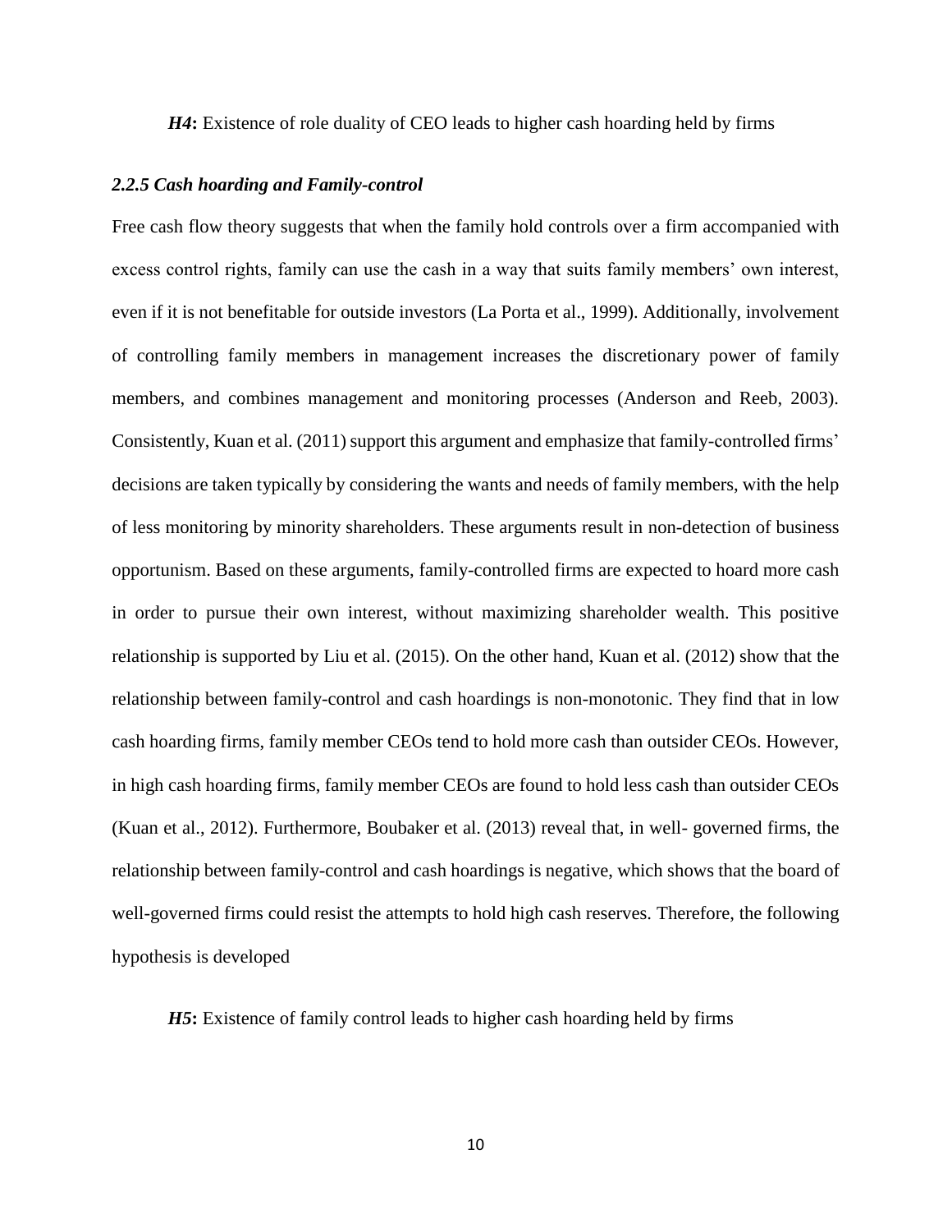***H4*:** Existence of role duality of CEO leads to higher cash hoarding held by firms

### *2.2.5 Cash hoarding and Family-control*

Free cash flow theory suggests that when the family hold controls over a firm accompanied with excess control rights, family can use the cash in a way that suits family members' own interest, even if it is not benefitable for outside investors (La Porta et al., 1999). Additionally, involvement of controlling family members in management increases the discretionary power of family members, and combines management and monitoring processes (Anderson and Reeb, 2003). Consistently, Kuan et al. (2011) support this argument and emphasize that family-controlled firms' decisions are taken typically by considering the wants and needs of family members, with the help of less monitoring by minority shareholders. These arguments result in non-detection of business opportunism. Based on these arguments, family-controlled firms are expected to hoard more cash in order to pursue their own interest, without maximizing shareholder wealth. This positive relationship is supported by Liu et al. (2015). On the other hand, Kuan et al. (2012) show that the relationship between family-control and cash hoardings is non-monotonic. They find that in low cash hoarding firms, family member CEOs tend to hold more cash than outsider CEOs. However, in high cash hoarding firms, family member CEOs are found to hold less cash than outsider CEOs (Kuan et al., 2012). Furthermore, Boubaker et al. (2013) reveal that, in well- governed firms, the relationship between family-control and cash hoardings is negative, which shows that the board of well-governed firms could resist the attempts to hold high cash reserves. Therefore, the following hypothesis is developed

***H5*:** Existence of family control leads to higher cash hoarding held by firms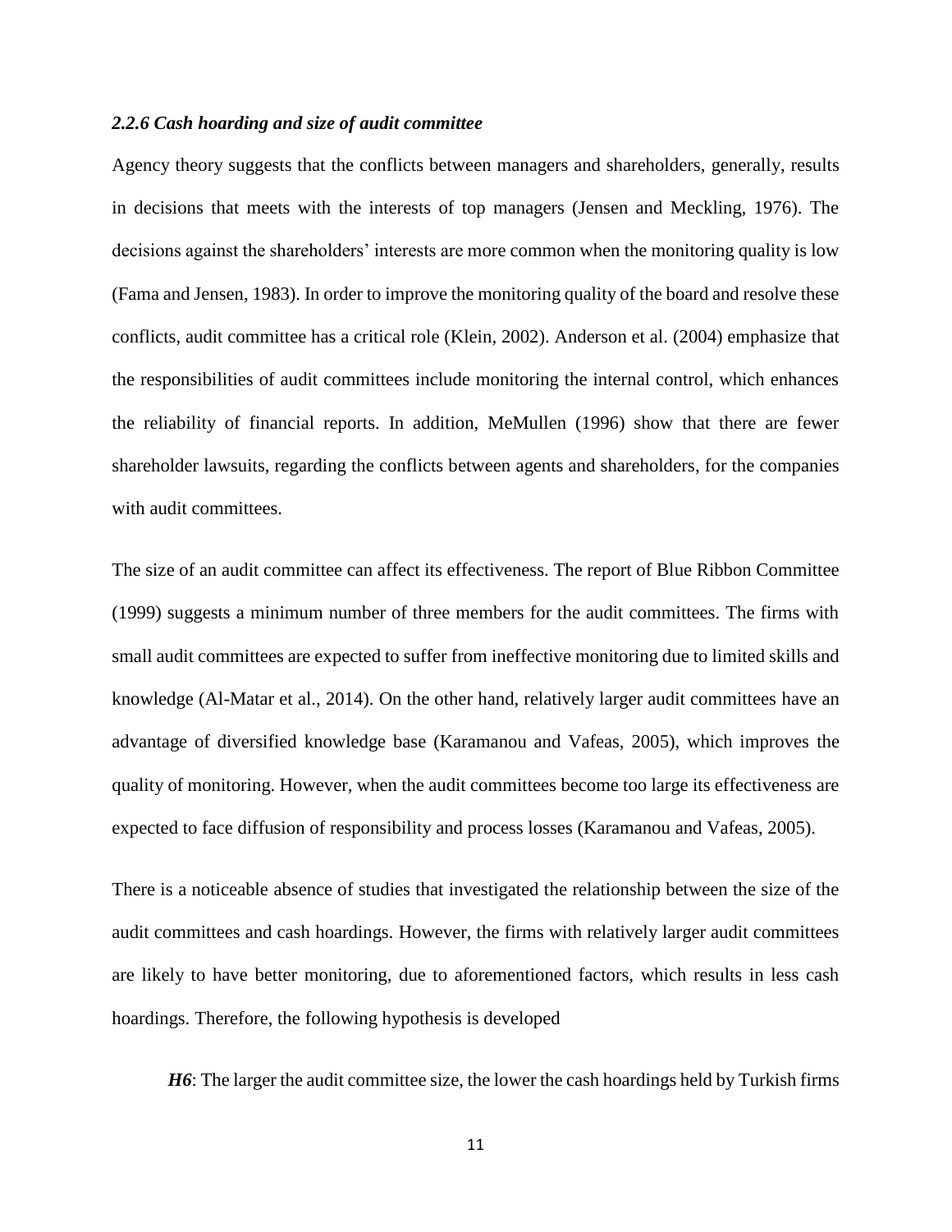### *2.2.6 Cash hoarding and size of audit committee*

Agency theory suggests that the conflicts between managers and shareholders, generally, results in decisions that meets with the interests of top managers (Jensen and Meckling, 1976). The decisions against the shareholders' interests are more common when the monitoring quality is low (Fama and Jensen, 1983). In order to improve the monitoring quality of the board and resolve these conflicts, audit committee has a critical role (Klein, 2002). Anderson et al. (2004) emphasize that the responsibilities of audit committees include monitoring the internal control, which enhances the reliability of financial reports. In addition, MeMullen (1996) show that there are fewer shareholder lawsuits, regarding the conflicts between agents and shareholders, for the companies with audit committees.

The size of an audit committee can affect its effectiveness. The report of Blue Ribbon Committee (1999) suggests a minimum number of three members for the audit committees. The firms with small audit committees are expected to suffer from ineffective monitoring due to limited skills and knowledge (Al-Matar et al., 2014). On the other hand, relatively larger audit committees have an advantage of diversified knowledge base (Karamanou and Vafeas, 2005), which improves the quality of monitoring. However, when the audit committees become too large its effectiveness are expected to face diffusion of responsibility and process losses (Karamanou and Vafeas, 2005).

There is a noticeable absence of studies that investigated the relationship between the size of the audit committees and cash hoardings. However, the firms with relatively larger audit committees are likely to have better monitoring, due to aforementioned factors, which results in less cash hoardings. Therefore, the following hypothesis is developed

***H6***: The larger the audit committee size, the lower the cash hoardings held by Turkish firms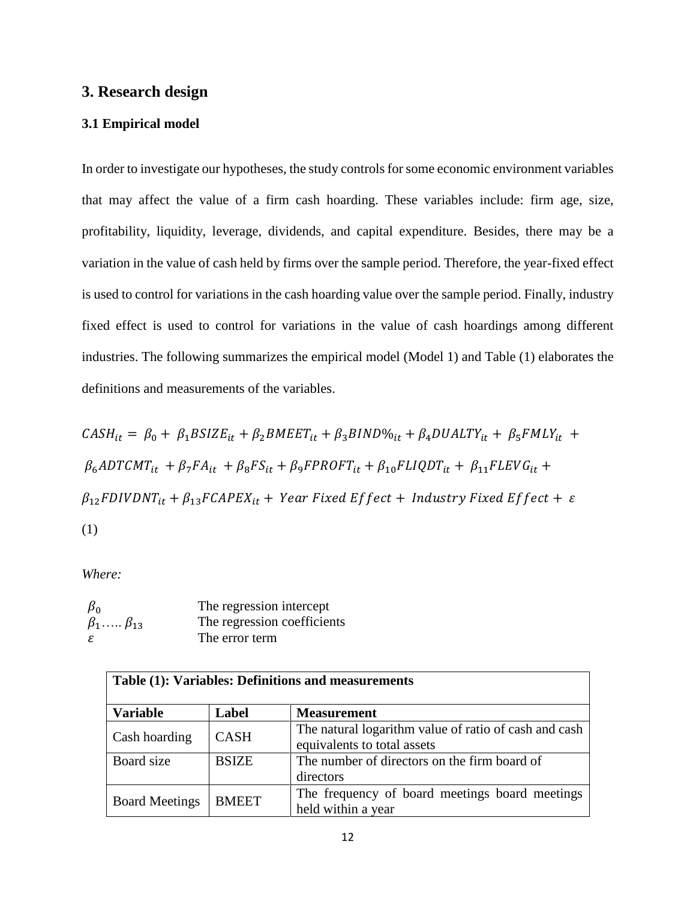## 3. Research design

### 3.1 Empirical model

In order to investigate our hypotheses, the study controls for some economic environment variables that may affect the value of a firm cash hoarding. These variables include: firm age, size, profitability, liquidity, leverage, dividends, and capital expenditure. Besides, there may be a variation in the value of cash held by firms over the sample period. Therefore, the year-fixed effect is used to control for variations in the cash hoarding value over the sample period. Finally, industry fixed effect is used to control for variations in the value of cash hoardings among different industries. The following summarizes the empirical model (Model 1) and Table (1) elaborates the definitions and measurements of the variables.

$$CASH_{it} = \beta_0 + \beta_1 BSIZE_{it} + \beta_2 BMEET_{it} + \beta_3 BIND\%_{it} + \beta_4 DUALTY_{it} + \beta_5 FMLY_{it} + \beta_6 ADTCMT_{it} + \beta_7 FA_{it} + \beta_8 FS_{it} + \beta_9 FPROFT_{it} + \beta_{10} FLIQDT_{it} + \beta_{11} FLEVG_{it} + \beta_{12} FDIVDNT_{it} + \beta_{13} FCAPEX_{it} + Year\ Fixed\ Effect + Industry\ Fixed\ Effect + \varepsilon$$

(1)

*Where:*

| | |
|---|---|
| $\beta_0$ | The regression intercept |
| $\beta_1 \ldots\ldots \beta_{13}$ | The regression coefficients |
| $\varepsilon$ | The error term |

**Table (1): Variables: Definitions and measurements**

| Variable | Label | Measurement |
|---|---|---|
| Cash hoarding | CASH | The natural logarithm value of ratio of cash and cash equivalents to total assets |
| Board size | BSIZE | The number of directors on the firm board of directors |
| Board Meetings | BMEET | The frequency of board meetings board meetings held within a year |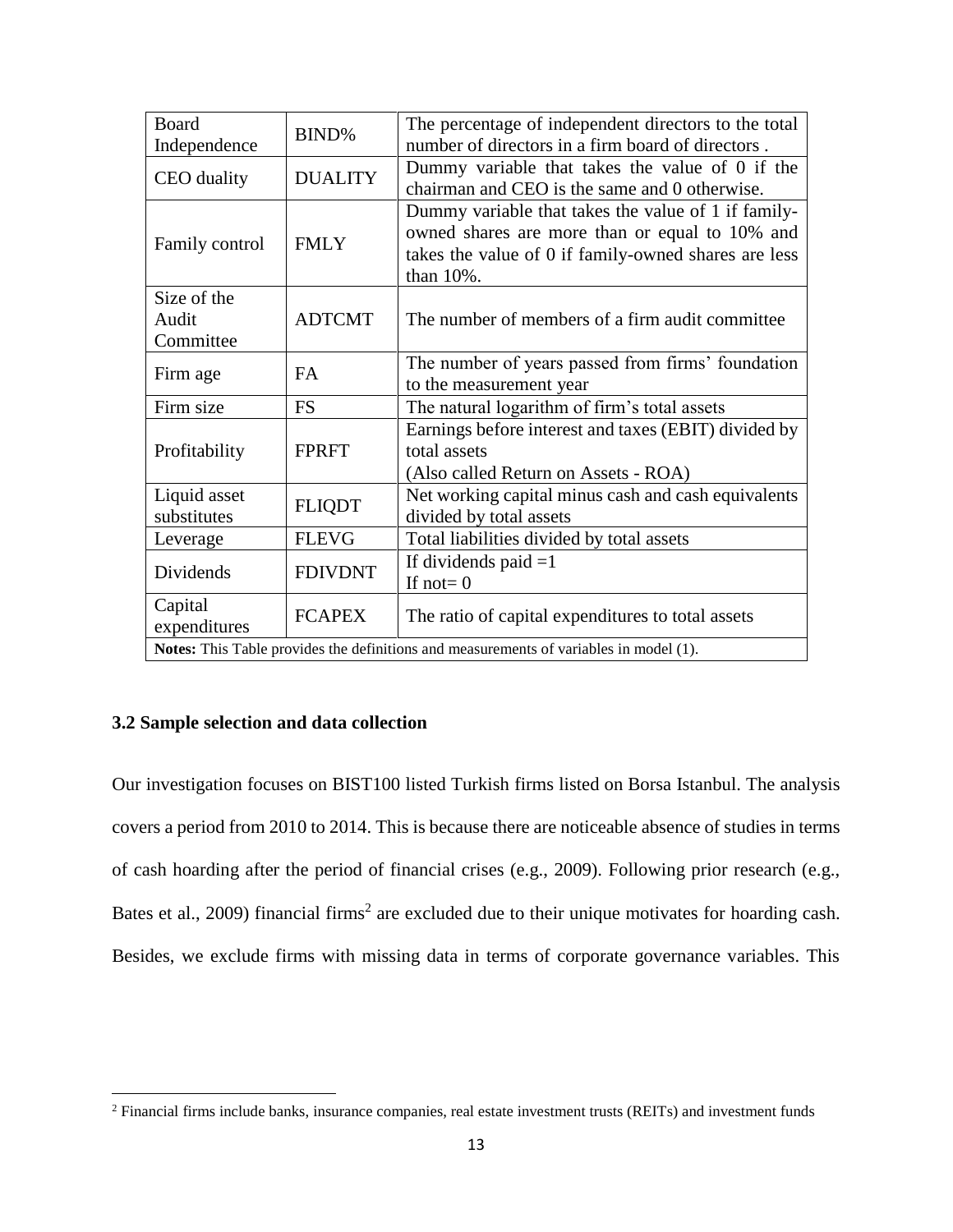| Board Independence | BIND% | The percentage of independent directors to the total number of directors in a firm board of directors . |
|---|---|---|
| CEO duality | DUALITY | Dummy variable that takes the value of 0 if the chairman and CEO is the same and 0 otherwise. |
| Family control | FMLY | Dummy variable that takes the value of 1 if family-owned shares are more than or equal to 10% and takes the value of 0 if family-owned shares are less than 10%. |
| Size of the Audit Committee | ADTCMT | The number of members of a firm audit committee |
| Firm age | FA | The number of years passed from firms' foundation to the measurement year |
| Firm size | FS | The natural logarithm of firm's total assets |
| Profitability | FPRFT | Earnings before interest and taxes (EBIT) divided by total assets (Also called Return on Assets - ROA) |
| Liquid asset substitutes | FLIQDT | Net working capital minus cash and cash equivalents divided by total assets |
| Leverage | FLEVG | Total liabilities divided by total assets |
| Dividends | FDIVDNT | If dividends paid =1 If not= 0 |
| Capital expenditures | FCAPEX | The ratio of capital expenditures to total assets |
| **Notes:** This Table provides the definitions and measurements of variables in model (1). | | |

### 3.2 Sample selection and data collection

Our investigation focuses on BIST100 listed Turkish firms listed on Borsa Istanbul. The analysis covers a period from 2010 to 2014. This is because there are noticeable absence of studies in terms of cash hoarding after the period of financial crises (e.g., 2009). Following prior research (e.g., Bates et al., 2009) financial firms[2] are excluded due to their unique motivates for hoarding cash. Besides, we exclude firms with missing data in terms of corporate governance variables. This

[2] Financial firms include banks, insurance companies, real estate investment trusts (REITs) and investment funds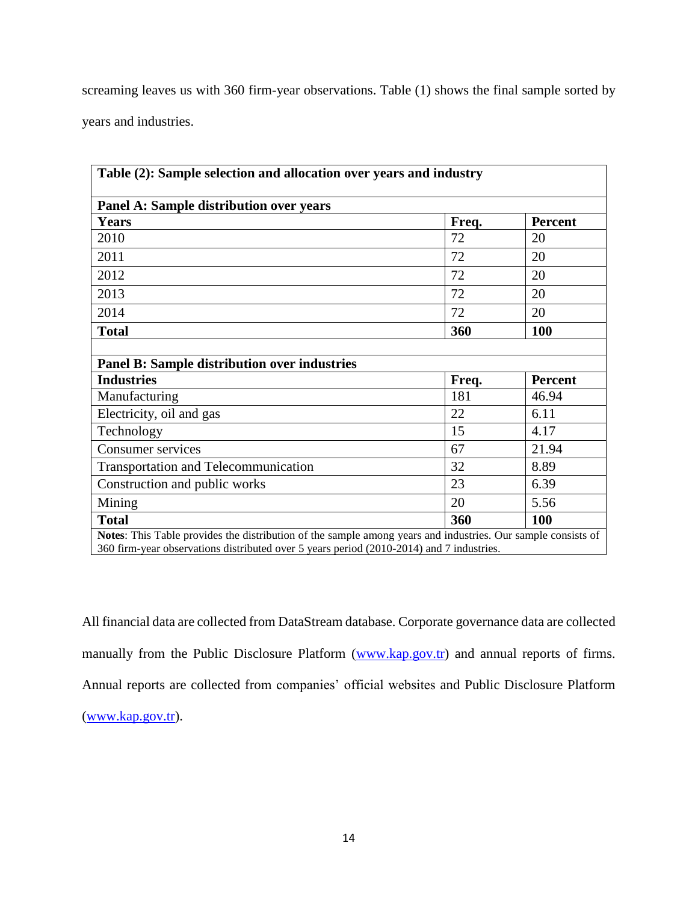screaming leaves us with 360 firm-year observations. Table (1) shows the final sample sorted by years and industries.

**Table (2): Sample selection and allocation over years and industry**

**Panel A: Sample distribution over years**

| Years | Freq. | Percent |
|---|---|---|
| 2010 | 72 | 20 |
| 2011 | 72 | 20 |
| 2012 | 72 | 20 |
| 2013 | 72 | 20 |
| 2014 | 72 | 20 |
| **Total** | **360** | **100** |

**Panel B: Sample distribution over industries**

| Industries | Freq. | Percent |
|---|---|---|
| Manufacturing | 181 | 46.94 |
| Electricity, oil and gas | 22 | 6.11 |
| Technology | 15 | 4.17 |
| Consumer services | 67 | 21.94 |
| Transportation and Telecommunication | 32 | 8.89 |
| Construction and public works | 23 | 6.39 |
| Mining | 20 | 5.56 |
| **Total** | **360** | **100** |

**Notes**: This Table provides the distribution of the sample among years and industries. Our sample consists of 360 firm-year observations distributed over 5 years period (2010-2014) and 7 industries.

All financial data are collected from DataStream database. Corporate governance data are collected manually from the Public Disclosure Platform (www.kap.gov.tr) and annual reports of firms. Annual reports are collected from companies' official websites and Public Disclosure Platform (www.kap.gov.tr).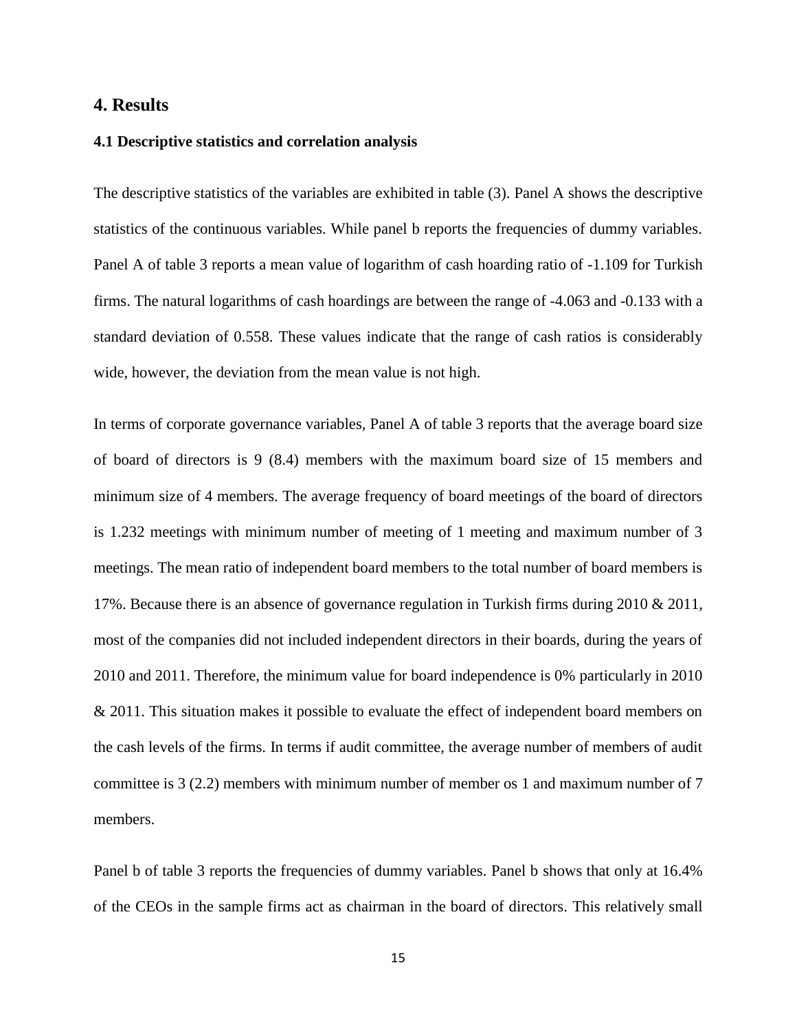## 4. Results

### 4.1 Descriptive statistics and correlation analysis

The descriptive statistics of the variables are exhibited in table (3). Panel A shows the descriptive statistics of the continuous variables. While panel b reports the frequencies of dummy variables. Panel A of table 3 reports a mean value of logarithm of cash hoarding ratio of -1.109 for Turkish firms. The natural logarithms of cash hoardings are between the range of -4.063 and -0.133 with a standard deviation of 0.558. These values indicate that the range of cash ratios is considerably wide, however, the deviation from the mean value is not high.

In terms of corporate governance variables, Panel A of table 3 reports that the average board size of board of directors is 9 (8.4) members with the maximum board size of 15 members and minimum size of 4 members. The average frequency of board meetings of the board of directors is 1.232 meetings with minimum number of meeting of 1 meeting and maximum number of 3 meetings. The mean ratio of independent board members to the total number of board members is 17%. Because there is an absence of governance regulation in Turkish firms during 2010 & 2011, most of the companies did not included independent directors in their boards, during the years of 2010 and 2011. Therefore, the minimum value for board independence is 0% particularly in 2010 & 2011. This situation makes it possible to evaluate the effect of independent board members on the cash levels of the firms. In terms if audit committee, the average number of members of audit committee is 3 (2.2) members with minimum number of member os 1 and maximum number of 7 members.

Panel b of table 3 reports the frequencies of dummy variables. Panel b shows that only at 16.4% of the CEOs in the sample firms act as chairman in the board of directors. This relatively small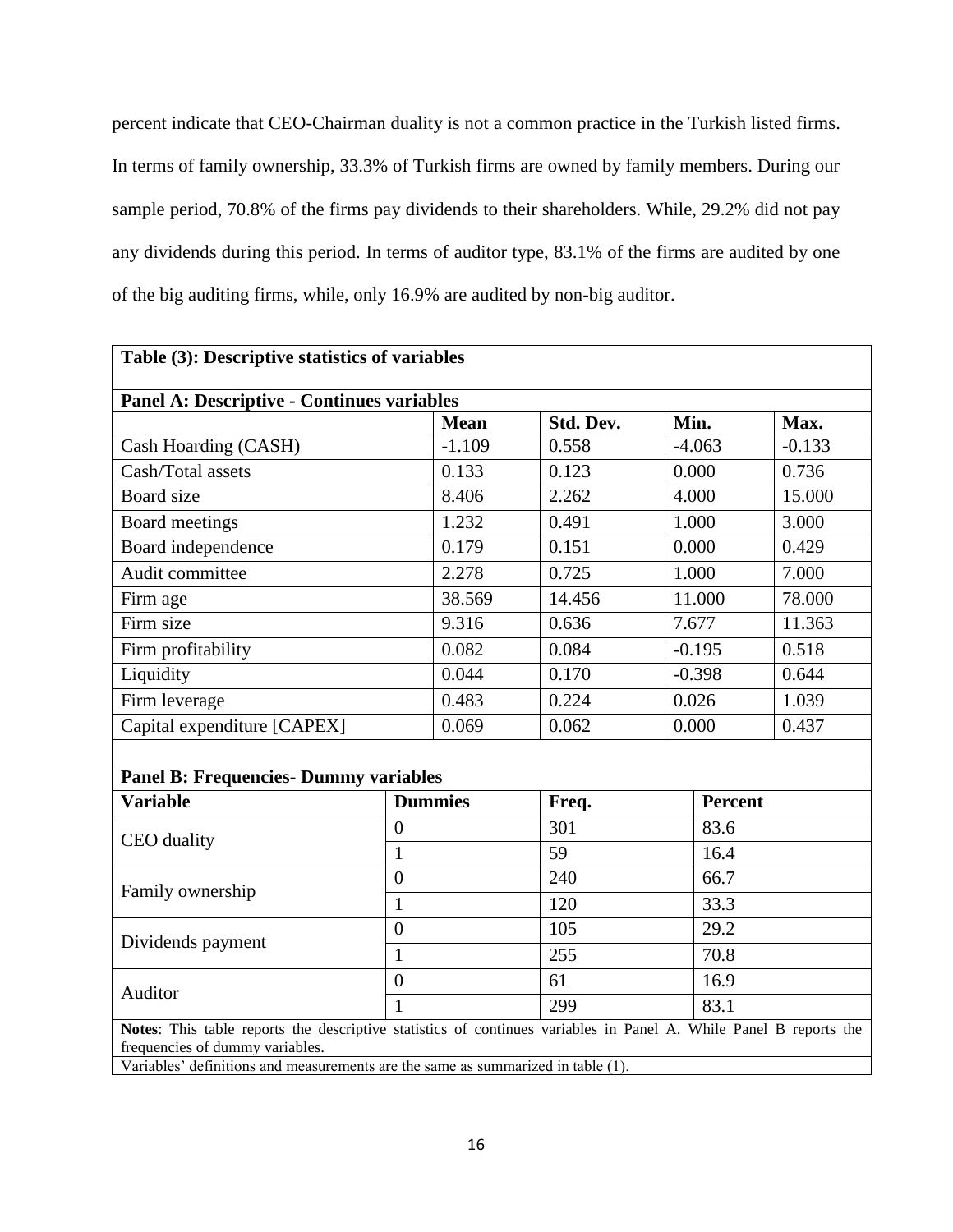percent indicate that CEO-Chairman duality is not a common practice in the Turkish listed firms. In terms of family ownership, 33.3% of Turkish firms are owned by family members. During our sample period, 70.8% of the firms pay dividends to their shareholders. While, 29.2% did not pay any dividends during this period. In terms of auditor type, 83.1% of the firms are audited by one of the big auditing firms, while, only 16.9% are audited by non-big auditor.

**Table (3): Descriptive statistics of variables**

**Panel A: Descriptive - Continues variables**

| | Mean | Std. Dev. | Min. | Max. |
|---|---|---|---|---|
| Cash Hoarding (CASH) | -1.109 | 0.558 | -4.063 | -0.133 |
| Cash/Total assets | 0.133 | 0.123 | 0.000 | 0.736 |
| Board size | 8.406 | 2.262 | 4.000 | 15.000 |
| Board meetings | 1.232 | 0.491 | 1.000 | 3.000 |
| Board independence | 0.179 | 0.151 | 0.000 | 0.429 |
| Audit committee | 2.278 | 0.725 | 1.000 | 7.000 |
| Firm age | 38.569 | 14.456 | 11.000 | 78.000 |
| Firm size | 9.316 | 0.636 | 7.677 | 11.363 |
| Firm profitability | 0.082 | 0.084 | -0.195 | 0.518 |
| Liquidity | 0.044 | 0.170 | -0.398 | 0.644 |
| Firm leverage | 0.483 | 0.224 | 0.026 | 1.039 |
| Capital expenditure [CAPEX] | 0.069 | 0.062 | 0.000 | 0.437 |

**Panel B: Frequencies- Dummy variables**

| Variable | Dummies | Freq. | Percent |
|---|---|---|---|
| CEO duality | 0 | 301 | 83.6 |
| | 1 | 59 | 16.4 |
| Family ownership | 0 | 240 | 66.7 |
| | 1 | 120 | 33.3 |
| Dividends payment | 0 | 105 | 29.2 |
| | 1 | 255 | 70.8 |
| Auditor | 0 | 61 | 16.9 |
| | 1 | 299 | 83.1 |

**Notes**: This table reports the descriptive statistics of continues variables in Panel A. While Panel B reports the frequencies of dummy variables.

Variables' definitions and measurements are the same as summarized in table (1).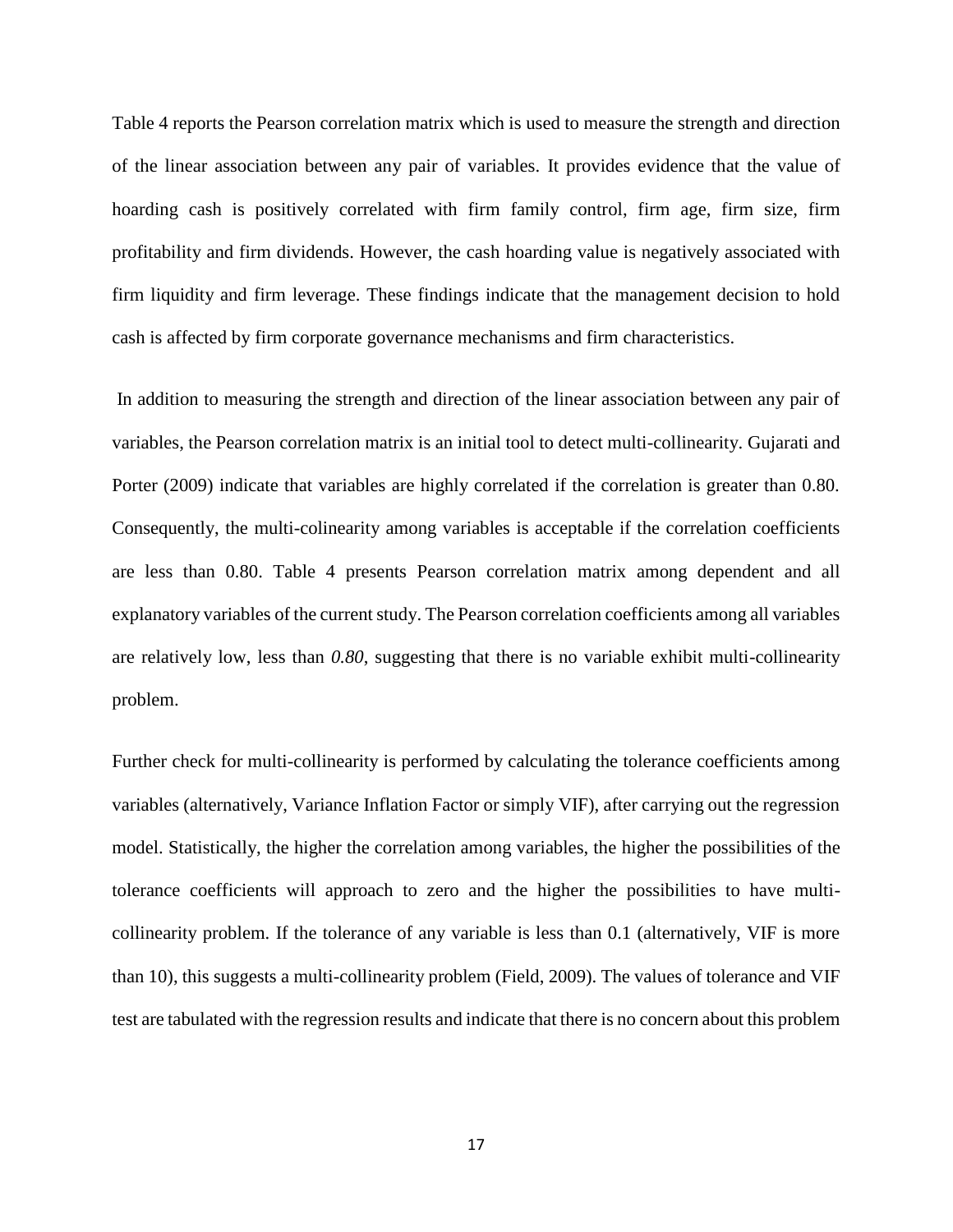Table 4 reports the Pearson correlation matrix which is used to measure the strength and direction of the linear association between any pair of variables. It provides evidence that the value of hoarding cash is positively correlated with firm family control, firm age, firm size, firm profitability and firm dividends. However, the cash hoarding value is negatively associated with firm liquidity and firm leverage. These findings indicate that the management decision to hold cash is affected by firm corporate governance mechanisms and firm characteristics.

In addition to measuring the strength and direction of the linear association between any pair of variables, the Pearson correlation matrix is an initial tool to detect multi-collinearity. Gujarati and Porter (2009) indicate that variables are highly correlated if the correlation is greater than 0.80. Consequently, the multi-colinearity among variables is acceptable if the correlation coefficients are less than 0.80. Table 4 presents Pearson correlation matrix among dependent and all explanatory variables of the current study. The Pearson correlation coefficients among all variables are relatively low, less than *0.80*, suggesting that there is no variable exhibit multi-collinearity problem.

Further check for multi-collinearity is performed by calculating the tolerance coefficients among variables (alternatively, Variance Inflation Factor or simply VIF), after carrying out the regression model. Statistically, the higher the correlation among variables, the higher the possibilities of the tolerance coefficients will approach to zero and the higher the possibilities to have multi-collinearity problem. If the tolerance of any variable is less than 0.1 (alternatively, VIF is more than 10), this suggests a multi-collinearity problem (Field, 2009). The values of tolerance and VIF test are tabulated with the regression results and indicate that there is no concern about this problem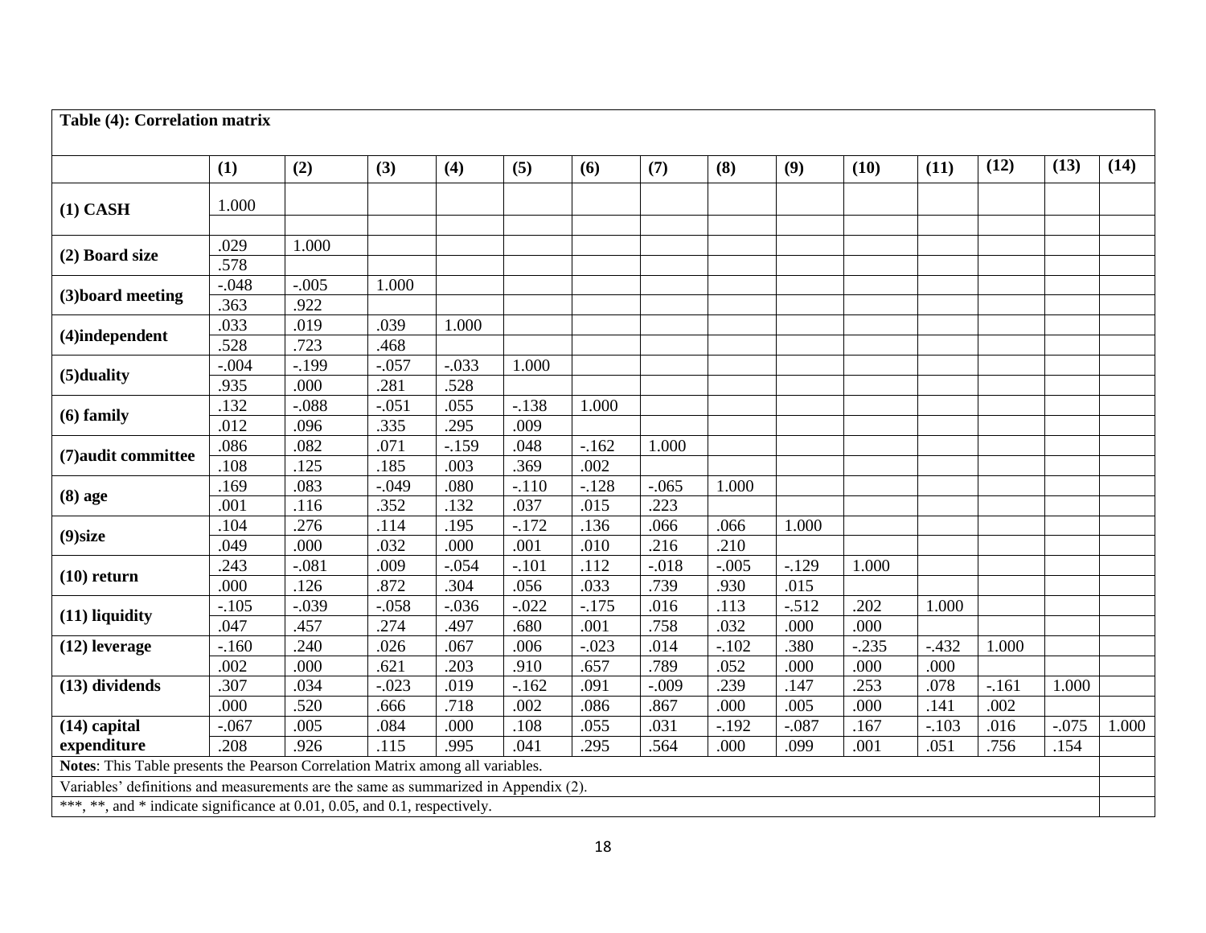**Table (4): Correlation matrix**

| | (1) | (2) | (3) | (4) | (5) | (6) | (7) | (8) | (9) | (10) | (11) | (12) | (13) | (14) |
|---|---|---|---|---|---|---|---|---|---|---|---|---|---|---|
| **(1) CASH** | 1.000 | | | | | | | | | | | | | |
| | | | | | | | | | | | | | | |
| **(2) Board size** | .029 | 1.000 | | | | | | | | | | | | |
| | .578 | | | | | | | | | | | | | |
| **(3)board meeting** | -.048 | -.005 | 1.000 | | | | | | | | | | | |
| | .363 | .922 | | | | | | | | | | | | |
| **(4)independent** | .033 | .019 | .039 | 1.000 | | | | | | | | | | |
| | .528 | .723 | .468 | | | | | | | | | | | |
| **(5)duality** | -.004 | -.199 | -.057 | -.033 | 1.000 | | | | | | | | | |
| | .935 | .000 | .281 | .528 | | | | | | | | | | |
| **(6) family** | .132 | -.088 | -.051 | .055 | -.138 | 1.000 | | | | | | | | |
| | .012 | .096 | .335 | .295 | .009 | | | | | | | | | |
| **(7)audit committee** | .086 | .082 | .071 | -.159 | .048 | -.162 | 1.000 | | | | | | | |
| | .108 | .125 | .185 | .003 | .369 | .002 | | | | | | | | |
| **(8) age** | .169 | .083 | -.049 | .080 | -.110 | -.128 | -.065 | 1.000 | | | | | | |
| | .001 | .116 | .352 | .132 | .037 | .015 | .223 | | | | | | | |
| **(9)size** | .104 | .276 | .114 | .195 | -.172 | .136 | .066 | .066 | 1.000 | | | | | |
| | .049 | .000 | .032 | .000 | .001 | .010 | .216 | .210 | | | | | | |
| **(10) return** | .243 | -.081 | .009 | -.054 | -.101 | .112 | -.018 | -.005 | -.129 | 1.000 | | | | |
| | .000 | .126 | .872 | .304 | .056 | .033 | .739 | .930 | .015 | | | | | |
| **(11) liquidity** | -.105 | -.039 | -.058 | -.036 | -.022 | -.175 | .016 | .113 | -.512 | .202 | 1.000 | | | |
| | .047 | .457 | .274 | .497 | .680 | .001 | .758 | .032 | .000 | .000 | | | | |
| **(12) leverage** | -.160 | .240 | .026 | .067 | .006 | -.023 | .014 | -.102 | .380 | -.235 | -.432 | 1.000 | | |
| | .002 | .000 | .621 | .203 | .910 | .657 | .789 | .052 | .000 | .000 | .000 | | | |
| **(13) dividends** | .307 | .034 | -.023 | .019 | -.162 | .091 | -.009 | .239 | .147 | .253 | .078 | -.161 | 1.000 | |
| | .000 | .520 | .666 | .718 | .002 | .086 | .867 | .000 | .005 | .000 | .141 | .002 | | |
| **(14) capital expenditure** | -.067 | .005 | .084 | .000 | .108 | .055 | .031 | -.192 | -.087 | .167 | -.103 | .016 | -.075 | 1.000 |
| | .208 | .926 | .115 | .995 | .041 | .295 | .564 | .000 | .099 | .001 | .051 | .756 | .154 | |

**Notes**: This Table presents the Pearson Correlation Matrix among all variables.

Variables' definitions and measurements are the same as summarized in Appendix (2).

***, **, and * indicate significance at 0.01, 0.05, and 0.1, respectively.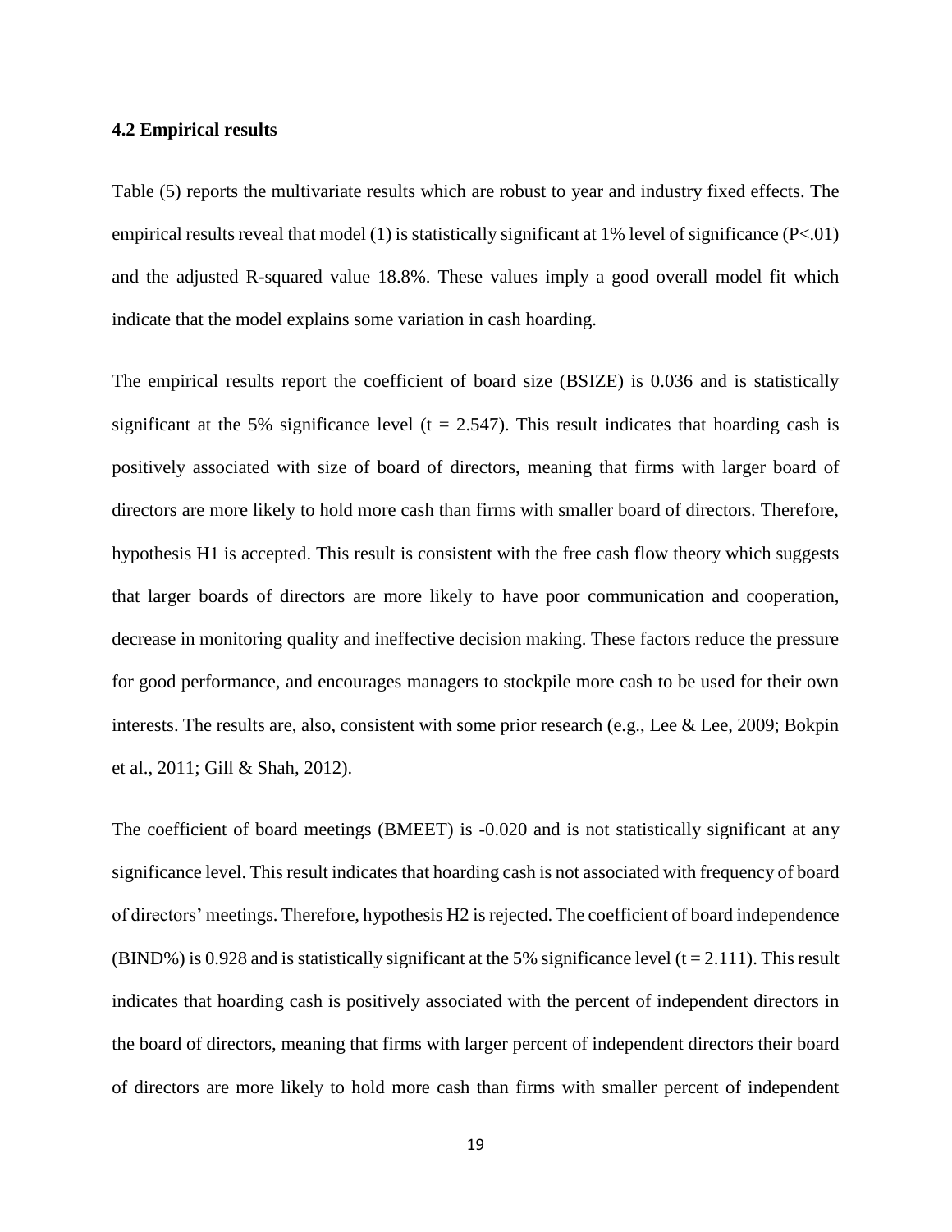### 4.2 Empirical results

Table (5) reports the multivariate results which are robust to year and industry fixed effects. The empirical results reveal that model (1) is statistically significant at 1% level of significance ($P<.01$) and the adjusted R-squared value 18.8%. These values imply a good overall model fit which indicate that the model explains some variation in cash hoarding.

The empirical results report the coefficient of board size (BSIZE) is 0.036 and is statistically significant at the 5% significance level ($t = 2.547$). This result indicates that hoarding cash is positively associated with size of board of directors, meaning that firms with larger board of directors are more likely to hold more cash than firms with smaller board of directors. Therefore, hypothesis H1 is accepted. This result is consistent with the free cash flow theory which suggests that larger boards of directors are more likely to have poor communication and cooperation, decrease in monitoring quality and ineffective decision making. These factors reduce the pressure for good performance, and encourages managers to stockpile more cash to be used for their own interests. The results are, also, consistent with some prior research (e.g., Lee & Lee, 2009; Bokpin et al., 2011; Gill & Shah, 2012).

The coefficient of board meetings (BMEET) is -0.020 and is not statistically significant at any significance level. This result indicates that hoarding cash is not associated with frequency of board of directors' meetings. Therefore, hypothesis H2 is rejected. The coefficient of board independence (BIND%) is 0.928 and is statistically significant at the 5% significance level ($t = 2.111$). This result indicates that hoarding cash is positively associated with the percent of independent directors in the board of directors, meaning that firms with larger percent of independent directors their board of directors are more likely to hold more cash than firms with smaller percent of independent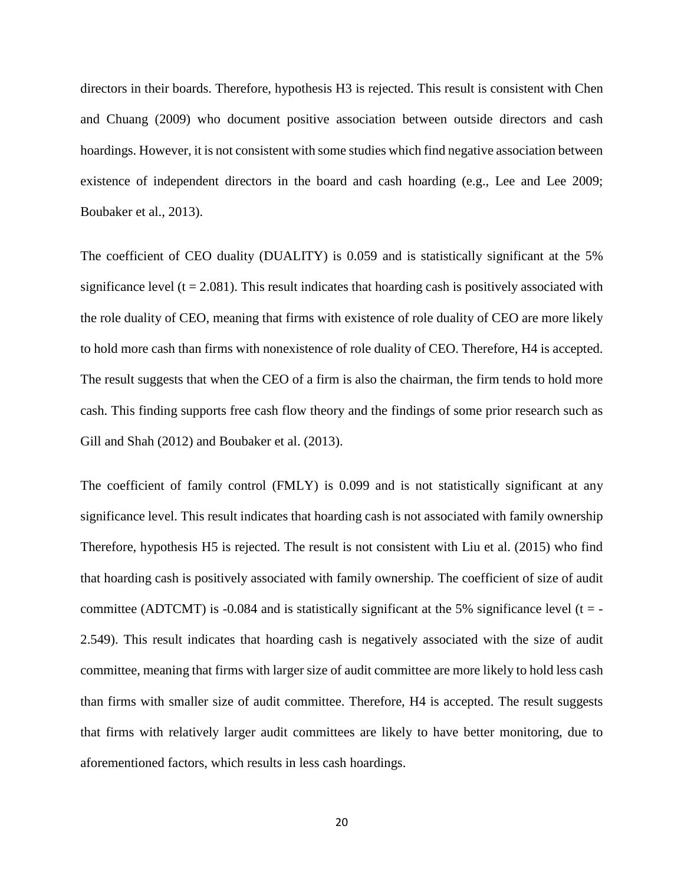directors in their boards. Therefore, hypothesis H3 is rejected. This result is consistent with Chen and Chuang (2009) who document positive association between outside directors and cash hoardings. However, it is not consistent with some studies which find negative association between existence of independent directors in the board and cash hoarding (e.g., Lee and Lee 2009; Boubaker et al., 2013).

The coefficient of CEO duality (DUALITY) is 0.059 and is statistically significant at the 5% significance level ($t = 2.081$). This result indicates that hoarding cash is positively associated with the role duality of CEO, meaning that firms with existence of role duality of CEO are more likely to hold more cash than firms with nonexistence of role duality of CEO. Therefore, H4 is accepted. The result suggests that when the CEO of a firm is also the chairman, the firm tends to hold more cash. This finding supports free cash flow theory and the findings of some prior research such as Gill and Shah (2012) and Boubaker et al. (2013).

The coefficient of family control (FMLY) is 0.099 and is not statistically significant at any significance level. This result indicates that hoarding cash is not associated with family ownership Therefore, hypothesis H5 is rejected. The result is not consistent with Liu et al. (2015) who find that hoarding cash is positively associated with family ownership. The coefficient of size of audit committee (ADTCMT) is -0.084 and is statistically significant at the 5% significance level ($t = -2.549$). This result indicates that hoarding cash is negatively associated with the size of audit committee, meaning that firms with larger size of audit committee are more likely to hold less cash than firms with smaller size of audit committee. Therefore, H4 is accepted. The result suggests that firms with relatively larger audit committees are likely to have better monitoring, due to aforementioned factors, which results in less cash hoardings.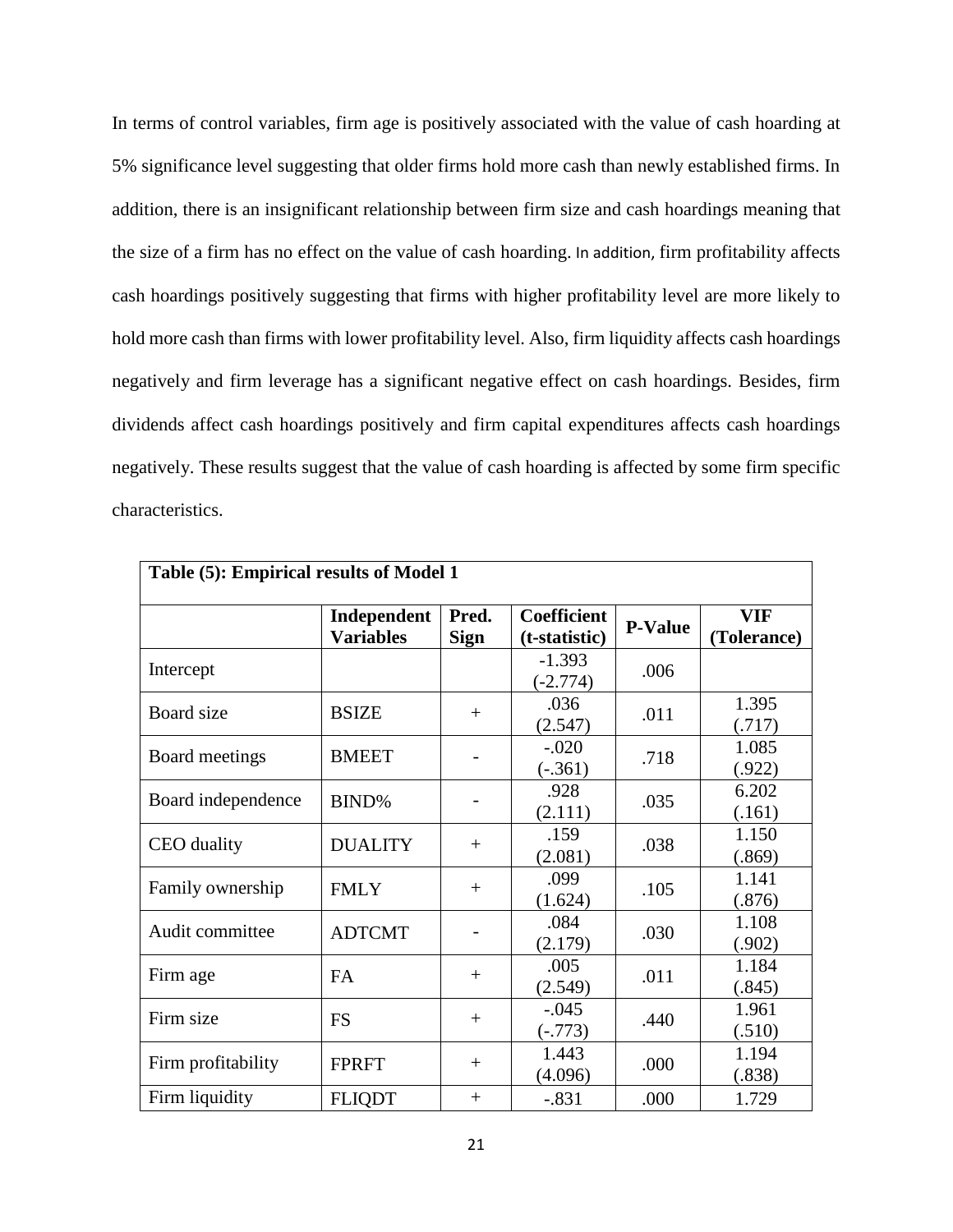In terms of control variables, firm age is positively associated with the value of cash hoarding at 5% significance level suggesting that older firms hold more cash than newly established firms. In addition, there is an insignificant relationship between firm size and cash hoardings meaning that the size of a firm has no effect on the value of cash hoarding. In addition, firm profitability affects cash hoardings positively suggesting that firms with higher profitability level are more likely to hold more cash than firms with lower profitability level. Also, firm liquidity affects cash hoardings negatively and firm leverage has a significant negative effect on cash hoardings. Besides, firm dividends affect cash hoardings positively and firm capital expenditures affects cash hoardings negatively. These results suggest that the value of cash hoarding is affected by some firm specific characteristics.

**Table (5): Empirical results of Model 1**

| | Independent Variables | Pred. Sign | Coefficient (t-statistic) | P-Value | VIF (Tolerance) |
|---|---|---|---|---|---|
| Intercept | | | -1.393 (-2.774) | .006 | |
| Board size | BSIZE | + | .036 (2.547) | .011 | 1.395 (.717) |
| Board meetings | BMEET | - | -.020 (-.361) | .718 | 1.085 (.922) |
| Board independence | BIND% | - | .928 (2.111) | .035 | 6.202 (.161) |
| CEO duality | DUALITY | + | .159 (2.081) | .038 | 1.150 (.869) |
| Family ownership | FMLY | + | .099 (1.624) | .105 | 1.141 (.876) |
| Audit committee | ADTCMT | - | .084 (2.179) | .030 | 1.108 (.902) |
| Firm age | FA | + | .005 (2.549) | .011 | 1.184 (.845) |
| Firm size | FS | + | -.045 (-.773) | .440 | 1.961 (.510) |
| Firm profitability | FPRFT | + | 1.443 (4.096) | .000 | 1.194 (.838) |
| Firm liquidity | FLIQDT | + | -.831 | .000 | 1.729 |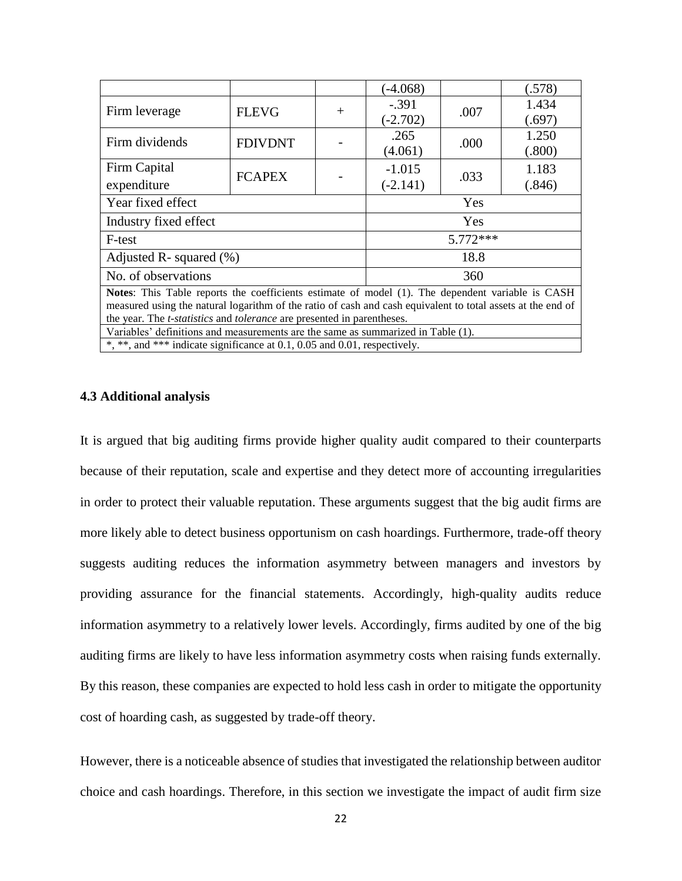|  |  |  | (-4.068) |  | (.578) |
|---|---|---|---|---|---|
| Firm leverage | FLEVG | + | -.391<br>(-2.702) | .007 | 1.434<br>(.697) |
| Firm dividends | FDIVDNT | - | .265<br>(4.061) | .000 | 1.250<br>(.800) |
| Firm Capital expenditure | FCAPEX | - | -1.015<br>(-2.141) | .033 | 1.183<br>(.846) |
| Year fixed effect |  |  | Yes |  |  |
| Industry fixed effect |  |  | Yes |  |  |
| F-test |  |  | 5.772*** |  |  |
| Adjusted R- squared (%) |  |  | 18.8 |  |  |
| No. of observations |  |  | 360 |  |  |

**Notes**: This Table reports the coefficients estimate of model (1). The dependent variable is CASH measured using the natural logarithm of the ratio of cash and cash equivalent to total assets at the end of the year. The *t-statistics* and *tolerance* are presented in parentheses.

Variables' definitions and measurements are the same as summarized in Table (1).

*, **, and *** indicate significance at 0.1, 0.05 and 0.01, respectively.

### 4.3 Additional analysis

It is argued that big auditing firms provide higher quality audit compared to their counterparts because of their reputation, scale and expertise and they detect more of accounting irregularities in order to protect their valuable reputation. These arguments suggest that the big audit firms are more likely able to detect business opportunism on cash hoardings. Furthermore, trade-off theory suggests auditing reduces the information asymmetry between managers and investors by providing assurance for the financial statements. Accordingly, high-quality audits reduce information asymmetry to a relatively lower levels. Accordingly, firms audited by one of the big auditing firms are likely to have less information asymmetry costs when raising funds externally. By this reason, these companies are expected to hold less cash in order to mitigate the opportunity cost of hoarding cash, as suggested by trade-off theory.

However, there is a noticeable absence of studies that investigated the relationship between auditor choice and cash hoardings. Therefore, in this section we investigate the impact of audit firm size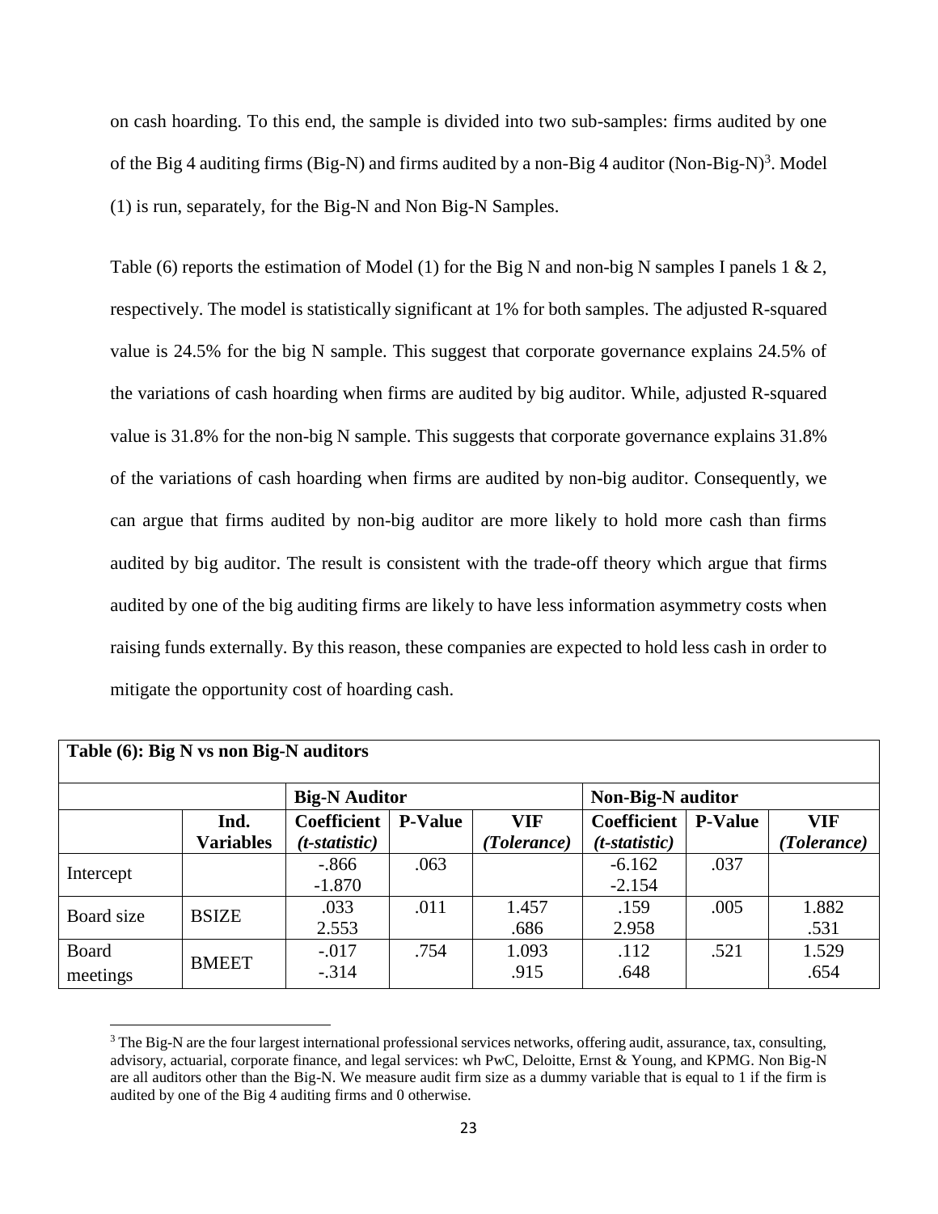on cash hoarding. To this end, the sample is divided into two sub-samples: firms audited by one of the Big 4 auditing firms (Big-N) and firms audited by a non-Big 4 auditor (Non-Big-N)[3]. Model (1) is run, separately, for the Big-N and Non Big-N Samples.

Table (6) reports the estimation of Model (1) for the Big N and non-big N samples I panels 1 & 2, respectively. The model is statistically significant at 1% for both samples. The adjusted R-squared value is 24.5% for the big N sample. This suggest that corporate governance explains 24.5% of the variations of cash hoarding when firms are audited by big auditor. While, adjusted R-squared value is 31.8% for the non-big N sample. This suggests that corporate governance explains 31.8% of the variations of cash hoarding when firms are audited by non-big auditor. Consequently, we can argue that firms audited by non-big auditor are more likely to hold more cash than firms audited by big auditor. The result is consistent with the trade-off theory which argue that firms audited by one of the big auditing firms are likely to have less information asymmetry costs when raising funds externally. By this reason, these companies are expected to hold less cash in order to mitigate the opportunity cost of hoarding cash.

**Table (6): Big N vs non Big-N auditors**

| | | **Big-N Auditor** | | | **Non-Big-N auditor** | | |
|---|---|---|---|---|---|---|---|
| | **Ind. Variables** | **Coefficient** *(t-statistic)* | **P-Value** | **VIF** *(Tolerance)* | **Coefficient** *(t-statistic)* | **P-Value** | **VIF** *(Tolerance)* |
| Intercept | | -.866<br>-1.870 | .063 | | -6.162<br>-2.154 | .037 | |
| Board size | BSIZE | .033<br>2.553 | .011 | 1.457<br>.686 | .159<br>2.958 | .005 | 1.882<br>.531 |
| Board meetings | BMEET | -.017<br>-.314 | .754 | 1.093<br>.915 | .112<br>.648 | .521 | 1.529<br>.654 |

[3] The Big-N are the four largest international professional services networks, offering audit, assurance, tax, consulting, advisory, actuarial, corporate finance, and legal services: wh PwC, Deloitte, Ernst & Young, and KPMG. Non Big-N are all auditors other than the Big-N. We measure audit firm size as a dummy variable that is equal to 1 if the firm is audited by one of the Big 4 auditing firms and 0 otherwise.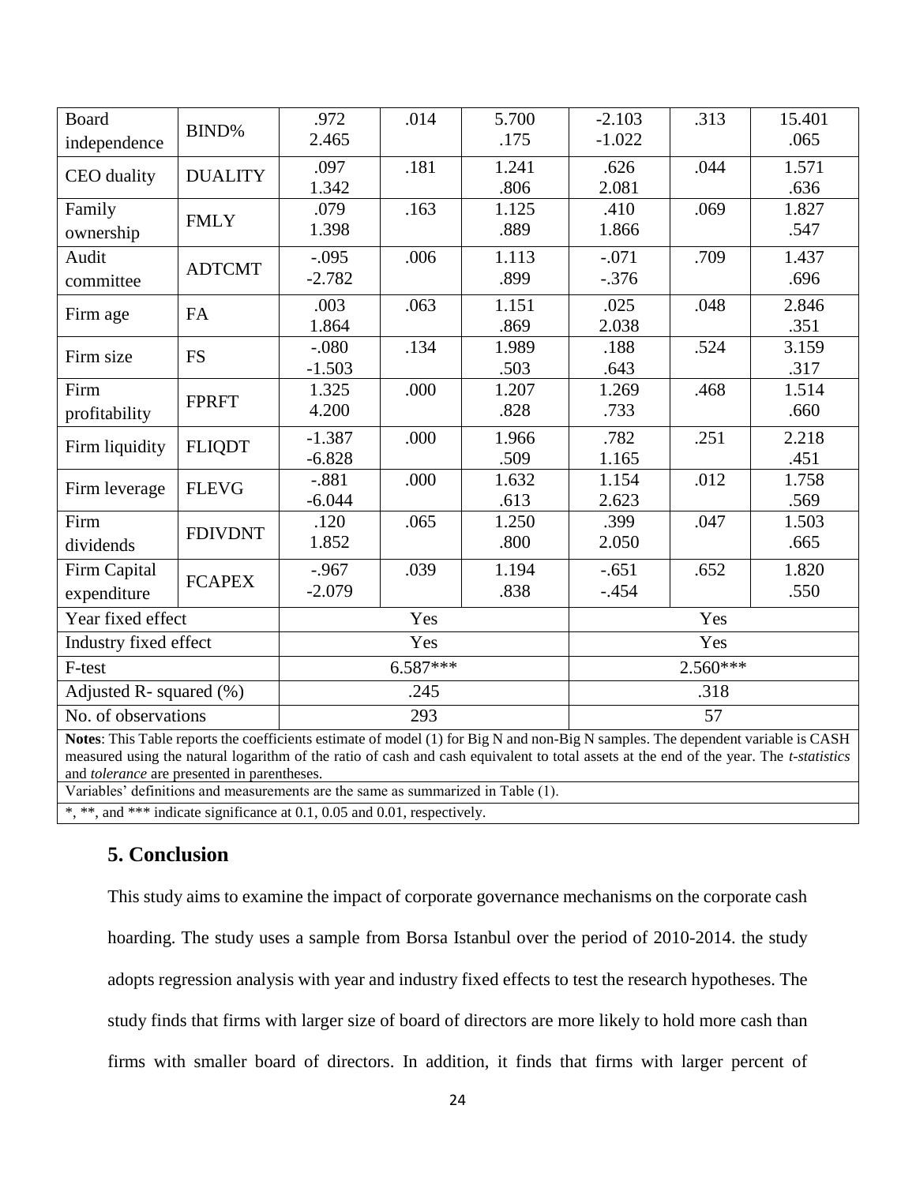| | | | | | | | |
|---|---|---|---|---|---|---|---|
| Board independence | BIND% | .972<br>2.465 | .014 | 5.700<br>.175 | -2.103<br>-1.022 | .313 | 15.401<br>.065 |
| CEO duality | DUALITY | .097<br>1.342 | .181 | 1.241<br>.806 | .626<br>2.081 | .044 | 1.571<br>.636 |
| Family ownership | FMLY | .079<br>1.398 | .163 | 1.125<br>.889 | .410<br>1.866 | .069 | 1.827<br>.547 |
| Audit committee | ADTCMT | -.095<br>-2.782 | .006 | 1.113<br>.899 | -.071<br>-.376 | .709 | 1.437<br>.696 |
| Firm age | FA | .003<br>1.864 | .063 | 1.151<br>.869 | .025<br>2.038 | .048 | 2.846<br>.351 |
| Firm size | FS | -.080<br>-1.503 | .134 | 1.989<br>.503 | .188<br>.643 | .524 | 3.159<br>.317 |
| Firm profitability | FPRFT | 1.325<br>4.200 | .000 | 1.207<br>.828 | 1.269<br>.733 | .468 | 1.514<br>.660 |
| Firm liquidity | FLIQDT | -1.387<br>-6.828 | .000 | 1.966<br>.509 | .782<br>1.165 | .251 | 2.218<br>.451 |
| Firm leverage | FLEVG | -.881<br>-6.044 | .000 | 1.632<br>.613 | 1.154<br>2.623 | .012 | 1.758<br>.569 |
| Firm dividends | FDIVDNT | .120<br>1.852 | .065 | 1.250<br>.800 | .399<br>2.050 | .047 | 1.503<br>.665 |
| Firm Capital expenditure | FCAPEX | -.967<br>-2.079 | .039 | 1.194<br>.838 | -.651<br>-.454 | .652 | 1.820<br>.550 |
| Year fixed effect | | Yes | | | Yes | | |
| Industry fixed effect | | Yes | | | Yes | | |
| F-test | | 6.587*** | | | 2.560*** | | |
| Adjusted R- squared (%) | | .245 | | | .318 | | |
| No. of observations | | 293 | | | 57 | | |

**Notes**: This Table reports the coefficients estimate of model (1) for Big N and non-Big N samples. The dependent variable is CASH measured using the natural logarithm of the ratio of cash and cash equivalent to total assets at the end of the year. The *t-statistics* and *tolerance* are presented in parentheses.

Variables' definitions and measurements are the same as summarized in Table (1).

*, **, and *** indicate significance at 0.1, 0.05 and 0.01, respectively.

## 5. Conclusion

This study aims to examine the impact of corporate governance mechanisms on the corporate cash hoarding. The study uses a sample from Borsa Istanbul over the period of 2010-2014. the study adopts regression analysis with year and industry fixed effects to test the research hypotheses. The study finds that firms with larger size of board of directors are more likely to hold more cash than firms with smaller board of directors. In addition, it finds that firms with larger percent of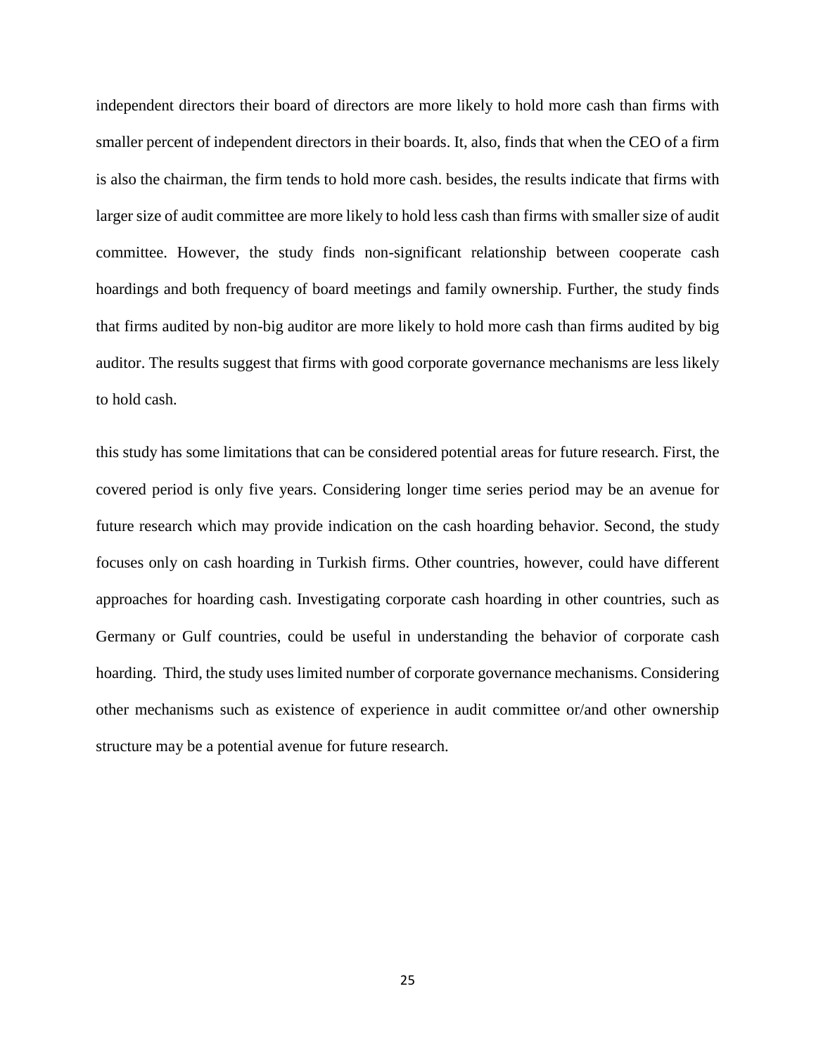independent directors their board of directors are more likely to hold more cash than firms with smaller percent of independent directors in their boards. It, also, finds that when the CEO of a firm is also the chairman, the firm tends to hold more cash. besides, the results indicate that firms with larger size of audit committee are more likely to hold less cash than firms with smaller size of audit committee. However, the study finds non-significant relationship between cooperate cash hoardings and both frequency of board meetings and family ownership. Further, the study finds that firms audited by non-big auditor are more likely to hold more cash than firms audited by big auditor. The results suggest that firms with good corporate governance mechanisms are less likely to hold cash.

this study has some limitations that can be considered potential areas for future research. First, the covered period is only five years. Considering longer time series period may be an avenue for future research which may provide indication on the cash hoarding behavior. Second, the study focuses only on cash hoarding in Turkish firms. Other countries, however, could have different approaches for hoarding cash. Investigating corporate cash hoarding in other countries, such as Germany or Gulf countries, could be useful in understanding the behavior of corporate cash hoarding. Third, the study uses limited number of corporate governance mechanisms. Considering other mechanisms such as existence of experience in audit committee or/and other ownership structure may be a potential avenue for future research.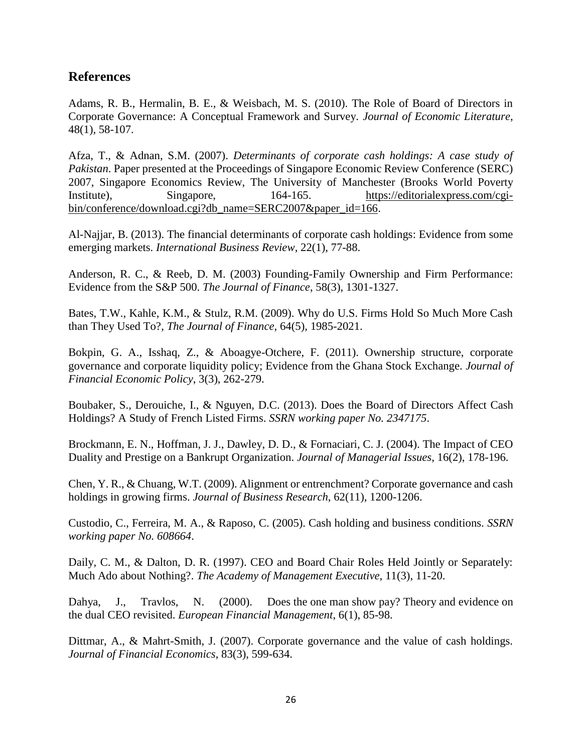## References

Adams, R. B., Hermalin, B. E., & Weisbach, M. S. (2010). The Role of Board of Directors in Corporate Governance: A Conceptual Framework and Survey. *Journal of Economic Literature*, 48(1), 58-107.

Afza, T., & Adnan, S.M. (2007). *Determinants of corporate cash holdings: A case study of Pakistan*. Paper presented at the Proceedings of Singapore Economic Review Conference (SERC) 2007, Singapore Economics Review, The University of Manchester (Brooks World Poverty Institute), Singapore, 164-165. https://editorialexpress.com/cgi-bin/conference/download.cgi?db_name=SERC2007&paper_id=166.

Al-Najjar, B. (2013). The financial determinants of corporate cash holdings: Evidence from some emerging markets. *International Business Review*, 22(1), 77-88.

Anderson, R. C., & Reeb, D. M. (2003) Founding-Family Ownership and Firm Performance: Evidence from the S&P 500. *The Journal of Finance*, 58(3), 1301-1327.

Bates, T.W., Kahle, K.M., & Stulz, R.M. (2009). Why do U.S. Firms Hold So Much More Cash than They Used To?, *The Journal of Finance*, 64(5), 1985-2021.

Bokpin, G. A., Isshaq, Z., & Aboagye-Otchere, F. (2011). Ownership structure, corporate governance and corporate liquidity policy; Evidence from the Ghana Stock Exchange. *Journal of Financial Economic Policy*, 3(3), 262-279.

Boubaker, S., Derouiche, I., & Nguyen, D.C. (2013). Does the Board of Directors Affect Cash Holdings? A Study of French Listed Firms. *SSRN working paper No. 2347175*.

Brockmann, E. N., Hoffman, J. J., Dawley, D. D., & Fornaciari, C. J. (2004). The Impact of CEO Duality and Prestige on a Bankrupt Organization. *Journal of Managerial Issues*, 16(2), 178-196.

Chen, Y. R., & Chuang, W.T. (2009). Alignment or entrenchment? Corporate governance and cash holdings in growing firms. *Journal of Business Research*, 62(11), 1200-1206.

Custodio, C., Ferreira, M. A., & Raposo, C. (2005). Cash holding and business conditions. *SSRN working paper No. 608664*.

Daily, C. M., & Dalton, D. R. (1997). CEO and Board Chair Roles Held Jointly or Separately: Much Ado about Nothing?. *The Academy of Management Executive*, 11(3), 11-20.

Dahya, J., Travlos, N. (2000). Does the one man show pay? Theory and evidence on the dual CEO revisited. *European Financial Management*, 6(1), 85-98.

Dittmar, A., & Mahrt-Smith, J. (2007). Corporate governance and the value of cash holdings. *Journal of Financial Economics*, 83(3), 599-634.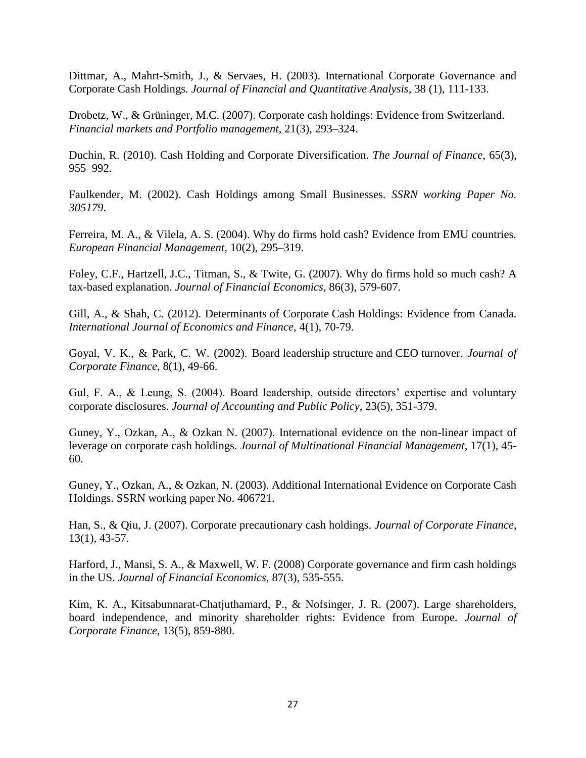Dittmar, A., Mahrt-Smith, J., & Servaes, H. (2003). International Corporate Governance and Corporate Cash Holdings. *Journal of Financial and Quantitative Analysis*, 38 (1), 111-133.

Drobetz, W., & Grüninger, M.C. (2007). Corporate cash holdings: Evidence from Switzerland. *Financial markets and Portfolio management*, 21(3), 293–324.

Duchin, R. (2010). Cash Holding and Corporate Diversification. *The Journal of Finance*, 65(3), 955–992.

Faulkender, M. (2002). Cash Holdings among Small Businesses. *SSRN working Paper No. 305179*.

Ferreira, M. A., & Vilela, A. S. (2004). Why do firms hold cash? Evidence from EMU countries. *European Financial Management*, 10(2), 295–319.

Foley, C.F., Hartzell, J.C., Titman, S., & Twite, G. (2007). Why do firms hold so much cash? A tax-based explanation. *Journal of Financial Economics*, 86(3), 579-607.

Gill, A., & Shah, C. (2012). Determinants of Corporate Cash Holdings: Evidence from Canada. *International Journal of Economics and Finance*, 4(1), 70-79.

Goyal, V. K., & Park, C. W. (2002). Board leadership structure and CEO turnover. *Journal of Corporate Finance*, 8(1), 49-66.

Gul, F. A., & Leung, S. (2004). Board leadership, outside directors' expertise and voluntary corporate disclosures. *Journal of Accounting and Public Policy*, 23(5), 351-379.

Guney, Y., Ozkan, A., & Ozkan N. (2007). International evidence on the non-linear impact of leverage on corporate cash holdings. *Journal of Multinational Financial Management*, 17(1), 45-60.

Guney, Y., Ozkan, A., & Ozkan, N. (2003). Additional International Evidence on Corporate Cash Holdings. SSRN working paper No. 406721.

Han, S., & Qiu, J. (2007). Corporate precautionary cash holdings. *Journal of Corporate Finance*, 13(1), 43-57.

Harford, J., Mansi, S. A., & Maxwell, W. F. (2008) Corporate governance and firm cash holdings in the US. *Journal of Financial Economics*, 87(3), 535-555.

Kim, K. A., Kitsabunnarat-Chatjuthamard, P., & Nofsinger, J. R. (2007). Large shareholders, board independence, and minority shareholder rights: Evidence from Europe. *Journal of Corporate Finance*, 13(5), 859-880.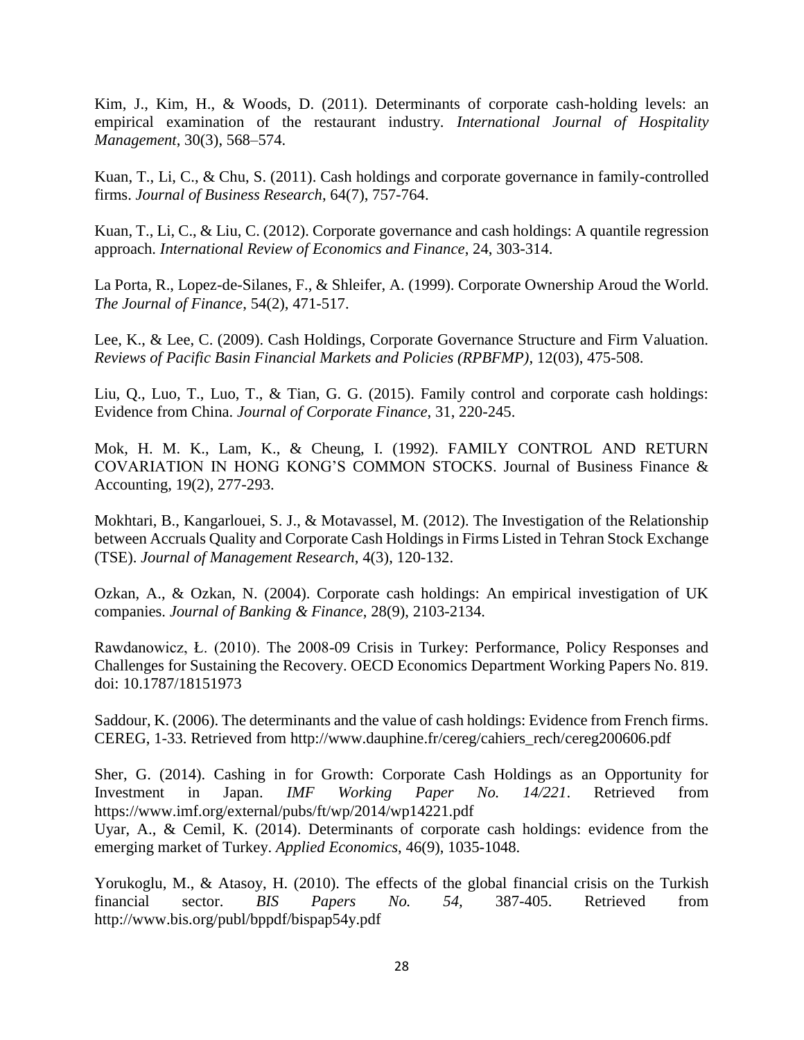Kim, J., Kim, H., & Woods, D. (2011). Determinants of corporate cash-holding levels: an empirical examination of the restaurant industry. *International Journal of Hospitality Management*, 30(3), 568–574.

Kuan, T., Li, C., & Chu, S. (2011). Cash holdings and corporate governance in family-controlled firms. *Journal of Business Research*, 64(7), 757-764.

Kuan, T., Li, C., & Liu, C. (2012). Corporate governance and cash holdings: A quantile regression approach. *International Review of Economics and Finance*, 24, 303-314.

La Porta, R., Lopez-de-Silanes, F., & Shleifer, A. (1999). Corporate Ownership Aroud the World. *The Journal of Finance*, 54(2), 471-517.

Lee, K., & Lee, C. (2009). Cash Holdings, Corporate Governance Structure and Firm Valuation. *Reviews of Pacific Basin Financial Markets and Policies (RPBFMP)*, 12(03), 475-508.

Liu, Q., Luo, T., Luo, T., & Tian, G. G. (2015). Family control and corporate cash holdings: Evidence from China. *Journal of Corporate Finance*, 31, 220-245.

Mok, H. M. K., Lam, K., & Cheung, I. (1992). FAMILY CONTROL AND RETURN COVARIATION IN HONG KONG'S COMMON STOCKS. Journal of Business Finance & Accounting, 19(2), 277-293.

Mokhtari, B., Kangarlouei, S. J., & Motavassel, M. (2012). The Investigation of the Relationship between Accruals Quality and Corporate Cash Holdings in Firms Listed in Tehran Stock Exchange (TSE). *Journal of Management Research*, 4(3), 120-132.

Ozkan, A., & Ozkan, N. (2004). Corporate cash holdings: An empirical investigation of UK companies. *Journal of Banking & Finance*, 28(9), 2103-2134.

Rawdanowicz, Ł. (2010). The 2008-09 Crisis in Turkey: Performance, Policy Responses and Challenges for Sustaining the Recovery. OECD Economics Department Working Papers No. 819. doi: 10.1787/18151973

Saddour, K. (2006). The determinants and the value of cash holdings: Evidence from French firms. CEREG, 1-33. Retrieved from http://www.dauphine.fr/cereg/cahiers_rech/cereg200606.pdf

Sher, G. (2014). Cashing in for Growth: Corporate Cash Holdings as an Opportunity for Investment in Japan. *IMF Working Paper No. 14/221*. Retrieved from https://www.imf.org/external/pubs/ft/wp/2014/wp14221.pdf

Uyar, A., & Cemil, K. (2014). Determinants of corporate cash holdings: evidence from the emerging market of Turkey. *Applied Economics*, 46(9), 1035-1048.

Yorukoglu, M., & Atasoy, H. (2010). The effects of the global financial crisis on the Turkish financial sector. *BIS Papers No. 54,* 387-405. Retrieved from http://www.bis.org/publ/bppdf/bispap54y.pdf